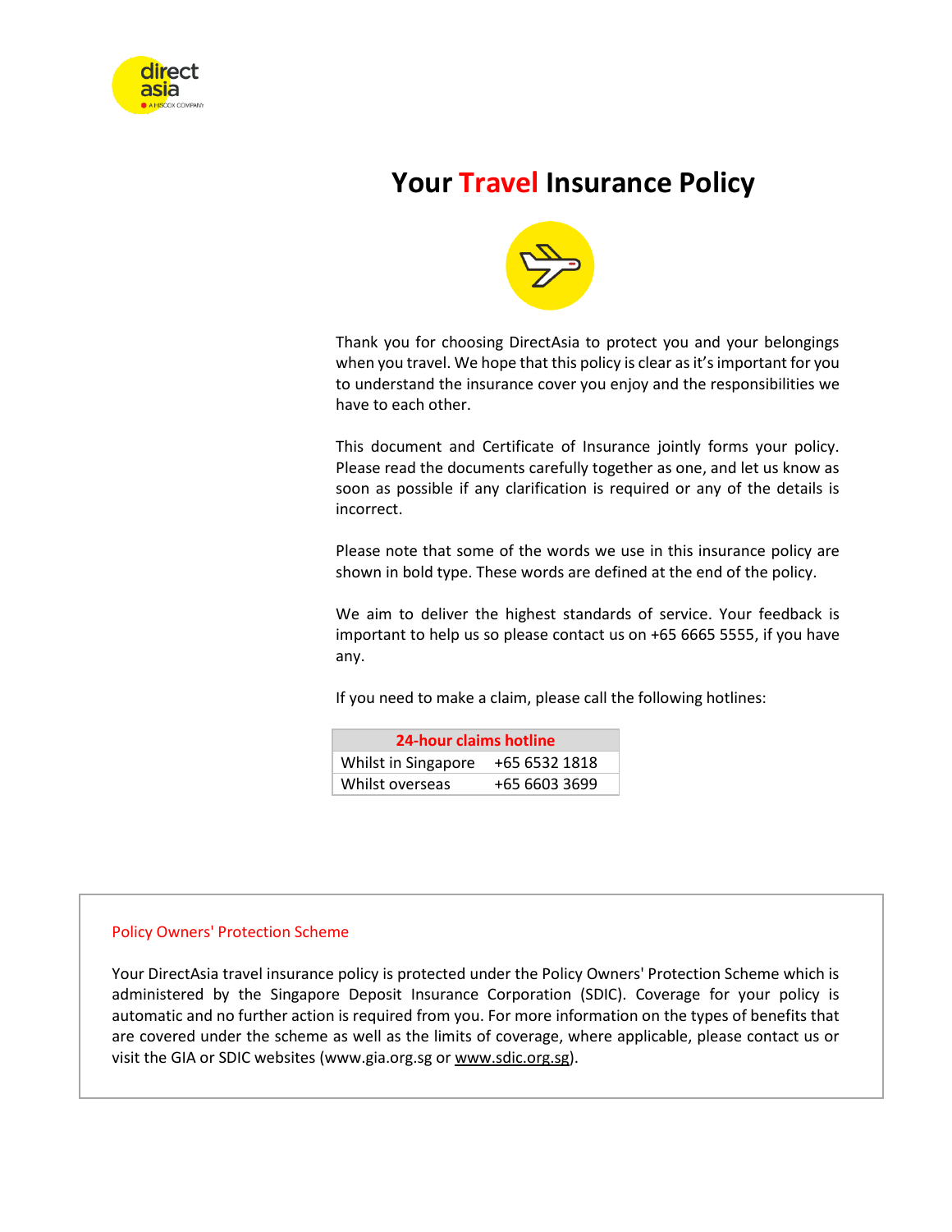# Your Travel Insurance Policy

Thank you for choosing DirectAsia to protect you and your belongings when you travel. We hope that this policy is clear as it's important for you to understand the insurance cover you enjoy and the responsibilities we have to each other.

This document and Certificate of Insurance jointly forms your policy. Please read the documents carefully together as one, and let us know as soon as possible if any clarification is required or any of the details is incorrect.

Please note that some of the words we use in this insurance policy are shown in bold type. These words are defined at the end of the policy.

We aim to deliver the highest standards of service. Your feedback is important to help us so please contact us on +65 6665 5555, if you have any.

If you need to make a claim, please call the following hotlines:

| 24-hour claims hotline | |
|---|---|
| Whilst in Singapore | +65 6532 1818 |
| Whilst overseas | +65 6603 3699 |

## Policy Owners' Protection Scheme

Your DirectAsia travel insurance policy is protected under the Policy Owners' Protection Scheme which is administered by the Singapore Deposit Insurance Corporation (SDIC). Coverage for your policy is automatic and no further action is required from you. For more information on the types of benefits that are covered under the scheme as well as the limits of coverage, where applicable, please contact us or visit the GIA or SDIC websites (www.gia.org.sg or www.sdic.org.sg).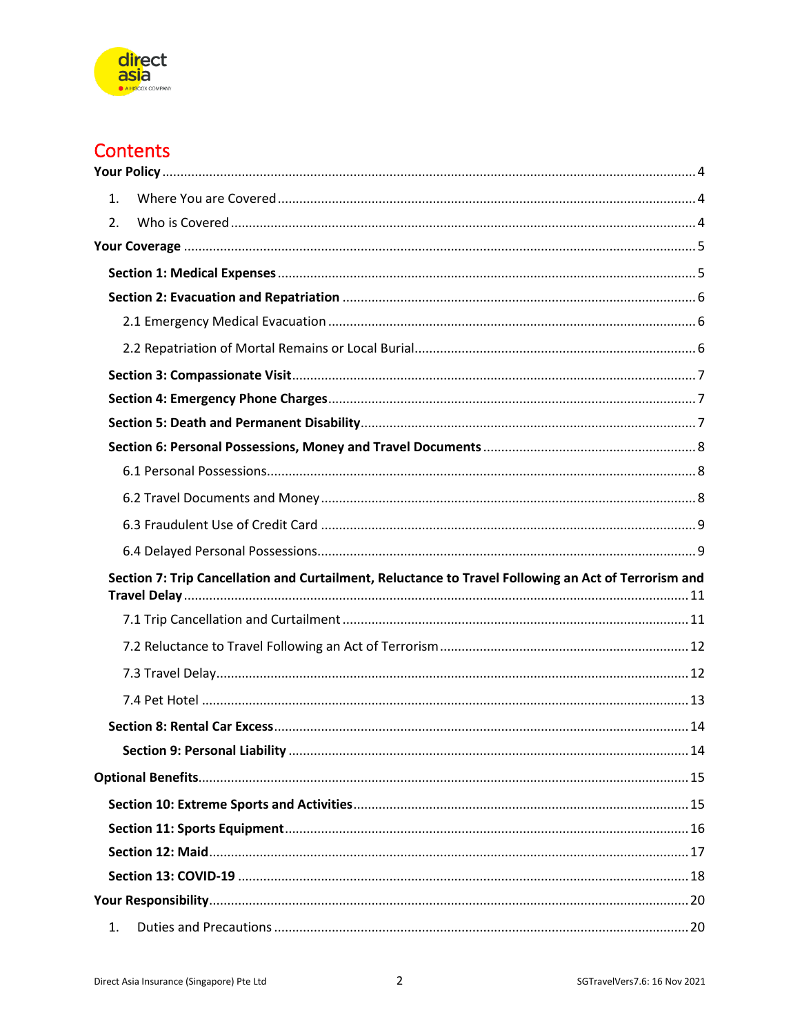# Contents

**Your Policy** ..... 4

1. Where You are Covered ..... 4
2. Who is Covered ..... 4

**Your Coverage** ..... 5

**Section 1: Medical Expenses** ..... 5

**Section 2: Evacuation and Repatriation** ..... 6

2.1 Emergency Medical Evacuation ..... 6

2.2 Repatriation of Mortal Remains or Local Burial ..... 6

**Section 3: Compassionate Visit** ..... 7

**Section 4: Emergency Phone Charges** ..... 7

**Section 5: Death and Permanent Disability** ..... 7

**Section 6: Personal Possessions, Money and Travel Documents** ..... 8

6.1 Personal Possessions ..... 8

6.2 Travel Documents and Money ..... 8

6.3 Fraudulent Use of Credit Card ..... 9

6.4 Delayed Personal Possessions ..... 9

**Section 7: Trip Cancellation and Curtailment, Reluctance to Travel Following an Act of Terrorism and Travel Delay** ..... 11

7.1 Trip Cancellation and Curtailment ..... 11

7.2 Reluctance to Travel Following an Act of Terrorism ..... 12

7.3 Travel Delay ..... 12

7.4 Pet Hotel ..... 13

**Section 8: Rental Car Excess** ..... 14

**Section 9: Personal Liability** ..... 14

**Optional Benefits** ..... 15

**Section 10: Extreme Sports and Activities** ..... 15

**Section 11: Sports Equipment** ..... 16

**Section 12: Maid** ..... 17

**Section 13: COVID-19** ..... 18

**Your Responsibility** ..... 20

1. Duties and Precautions ..... 20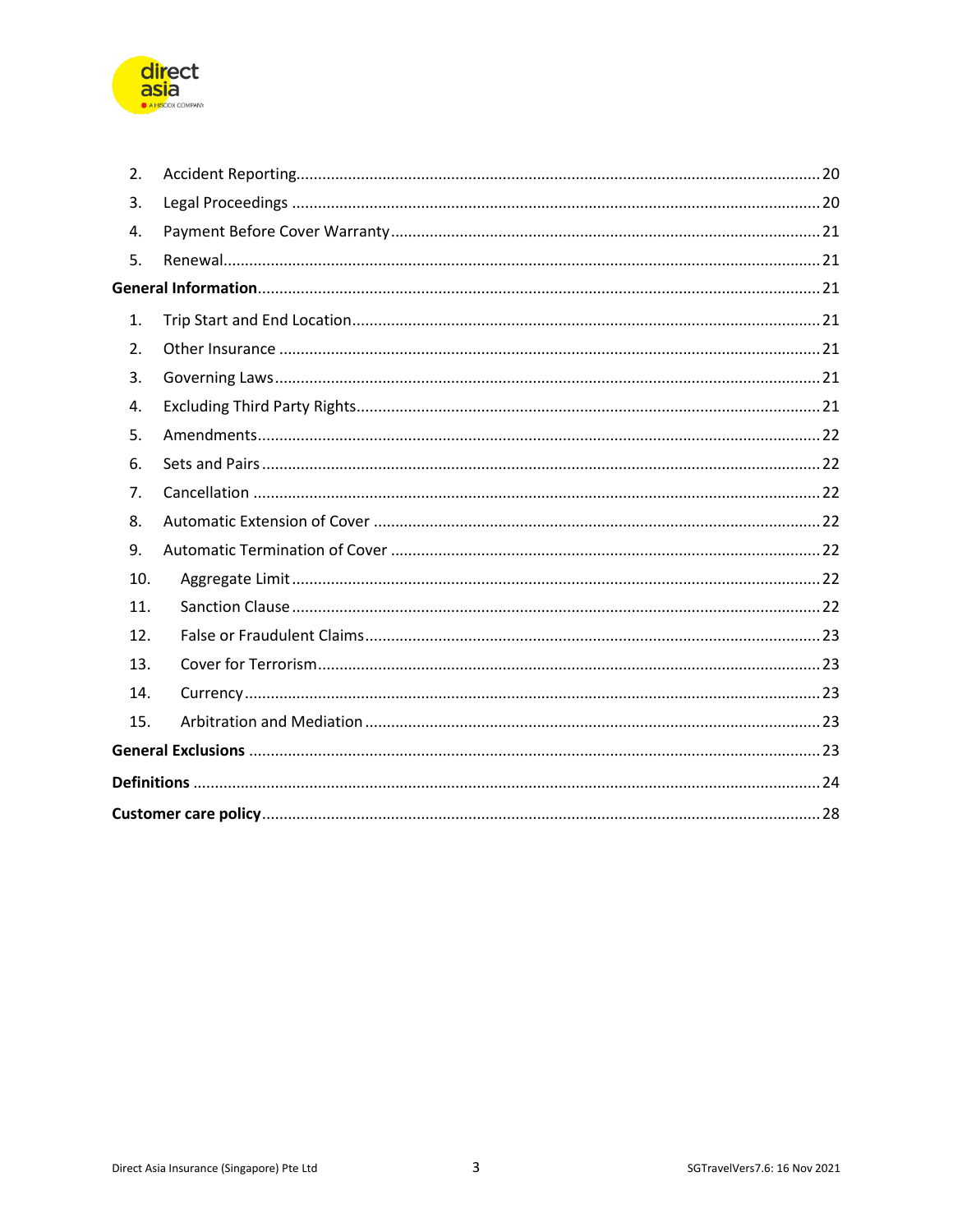2. Accident Reporting........................................................................................................................20
3. Legal Proceedings ........................................................................................................................20
4. Payment Before Cover Warranty..................................................................................................21
5. Renewal........................................................................................................................................21

**General Information**...............................................................................................................................21

1. Trip Start and End Location...........................................................................................................21
2. Other Insurance ............................................................................................................................21
3. Governing Laws............................................................................................................................21
4. Excluding Third Party Rights..........................................................................................................21
5. Amendments................................................................................................................................22
6. Sets and Pairs ................................................................................................................................22
7. Cancellation .................................................................................................................................22
8. Automatic Extension of Cover ......................................................................................................22
9. Automatic Termination of Cover ..................................................................................................22
10. Aggregate Limit .........................................................................................................................22
11. Sanction Clause .........................................................................................................................22
12. False or Fraudulent Claims.........................................................................................................23
13. Cover for Terrorism....................................................................................................................23
14. Currency.....................................................................................................................................23
15. Arbitration and Mediation .........................................................................................................23

**General Exclusions** ..................................................................................................................................23

**Definitions** ...............................................................................................................................................24

**Customer care policy**...............................................................................................................................28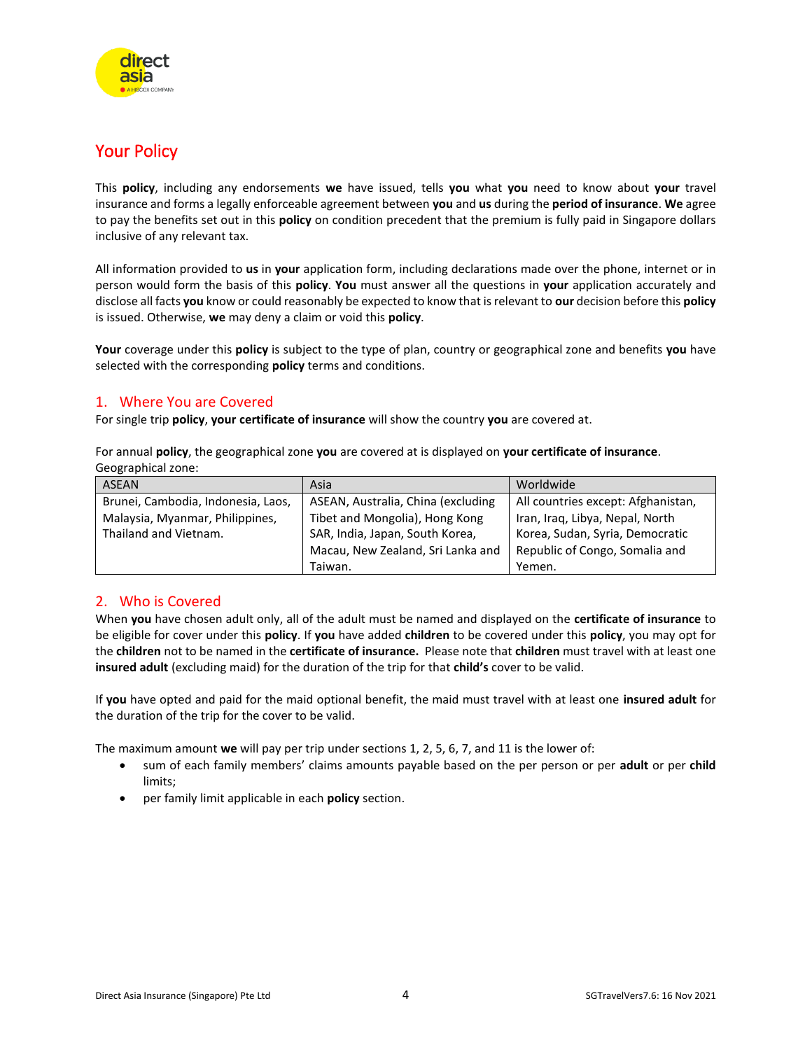## Your Policy

This **policy**, including any endorsements **we** have issued, tells **you** what **you** need to know about **your** travel insurance and forms a legally enforceable agreement between **you** and **us** during the **period of insurance**. **We** agree to pay the benefits set out in this **policy** on condition precedent that the premium is fully paid in Singapore dollars inclusive of any relevant tax.

All information provided to **us** in **your** application form, including declarations made over the phone, internet or in person would form the basis of this **policy**. **You** must answer all the questions in **your** application accurately and disclose all facts **you** know or could reasonably be expected to know that is relevant to **our** decision before this **policy** is issued. Otherwise, **we** may deny a claim or void this **policy**.

**Your** coverage under this **policy** is subject to the type of plan, country or geographical zone and benefits **you** have selected with the corresponding **policy** terms and conditions.

### 1. Where You are Covered

For single trip **policy**, **your certificate of insurance** will show the country **you** are covered at.

For annual **policy**, the geographical zone **you** are covered at is displayed on **your certificate of insurance**.
Geographical zone:

| ASEAN | Asia | Worldwide |
|---|---|---|
| Brunei, Cambodia, Indonesia, Laos, Malaysia, Myanmar, Philippines, Thailand and Vietnam. | ASEAN, Australia, China (excluding Tibet and Mongolia), Hong Kong SAR, India, Japan, South Korea, Macau, New Zealand, Sri Lanka and Taiwan. | All countries except: Afghanistan, Iran, Iraq, Libya, Nepal, North Korea, Sudan, Syria, Democratic Republic of Congo, Somalia and Yemen. |

### 2. Who is Covered

When **you** have chosen adult only, all of the adult must be named and displayed on the **certificate of insurance** to be eligible for cover under this **policy**. If **you** have added **children** to be covered under this **policy**, you may opt for the **children** not to be named in the **certificate of insurance.** Please note that **children** must travel with at least one **insured adult** (excluding maid) for the duration of the trip for that **child's** cover to be valid.

If **you** have opted and paid for the maid optional benefit, the maid must travel with at least one **insured adult** for the duration of the trip for the cover to be valid.

The maximum amount **we** will pay per trip under sections 1, 2, 5, 6, 7, and 11 is the lower of:

- sum of each family members' claims amounts payable based on the per person or per **adult** or per **child** limits;
- per family limit applicable in each **policy** section.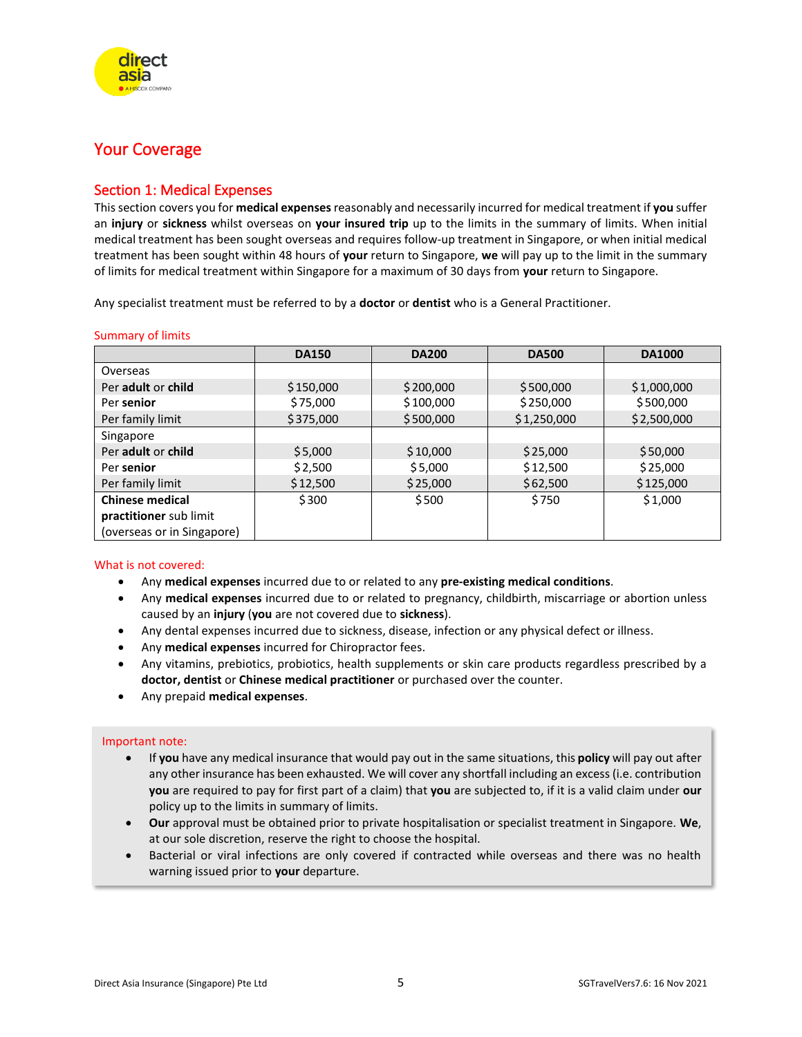# Your Coverage

## Section 1: Medical Expenses

This section covers you for **medical expenses** reasonably and necessarily incurred for medical treatment if **you** suffer an **injury** or **sickness** whilst overseas on **your insured trip** up to the limits in the summary of limits. When initial medical treatment has been sought overseas and requires follow-up treatment in Singapore, or when initial medical treatment has been sought within 48 hours of **your** return to Singapore, **we** will pay up to the limit in the summary of limits for medical treatment within Singapore for a maximum of 30 days from **your** return to Singapore.

Any specialist treatment must be referred to by a **doctor** or **dentist** who is a General Practitioner.

### Summary of limits

| | DA150 | DA200 | DA500 | DA1000 |
|---|---|---|---|---|
| Overseas | | | | |
| Per **adult** or **child** | $150,000 | $200,000 | $500,000 | $1,000,000 |
| Per **senior** | $75,000 | $100,000 | $250,000 | $500,000 |
| Per family limit | $375,000 | $500,000 | $1,250,000 | $2,500,000 |
| Singapore | | | | |
| Per **adult** or **child** | $5,000 | $10,000 | $25,000 | $50,000 |
| Per **senior** | $2,500 | $5,000 | $12,500 | $25,000 |
| Per family limit | $12,500 | $25,000 | $62,500 | $125,000 |
| **Chinese medical practitioner** sub limit (overseas or in Singapore) | $300 | $500 | $750 | $1,000 |

### What is not covered:

- Any **medical expenses** incurred due to or related to any **pre-existing medical conditions**.
- Any **medical expenses** incurred due to or related to pregnancy, childbirth, miscarriage or abortion unless caused by an **injury** (**you** are not covered due to **sickness**).
- Any dental expenses incurred due to sickness, disease, infection or any physical defect or illness.
- Any **medical expenses** incurred for Chiropractor fees.
- Any vitamins, prebiotics, probiotics, health supplements or skin care products regardless prescribed by a **doctor, dentist** or **Chinese medical practitioner** or purchased over the counter.
- Any prepaid **medical expenses**.

### Important note:

- If **you** have any medical insurance that would pay out in the same situations, this **policy** will pay out after any other insurance has been exhausted. We will cover any shortfall including an excess (i.e. contribution **you** are required to pay for first part of a claim) that **you** are subjected to, if it is a valid claim under **our** policy up to the limits in summary of limits.
- **Our** approval must be obtained prior to private hospitalisation or specialist treatment in Singapore. **We**, at our sole discretion, reserve the right to choose the hospital.
- Bacterial or viral infections are only covered if contracted while overseas and there was no health warning issued prior to **your** departure.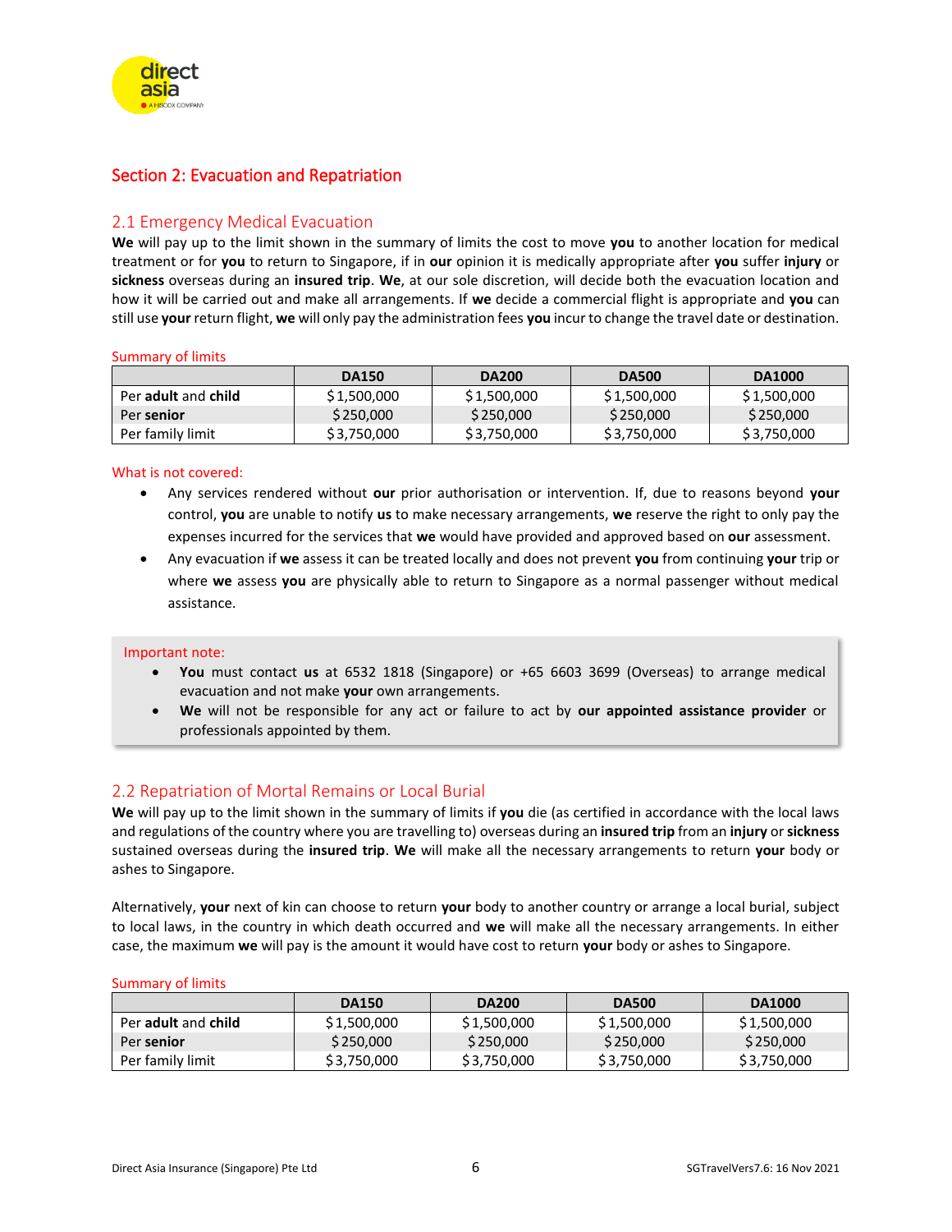## Section 2: Evacuation and Repatriation

### 2.1 Emergency Medical Evacuation

**We** will pay up to the limit shown in the summary of limits the cost to move **you** to another location for medical treatment or for **you** to return to Singapore, if in **our** opinion it is medically appropriate after **you** suffer **injury** or **sickness** overseas during an **insured trip**. **We**, at our sole discretion, will decide both the evacuation location and how it will be carried out and make all arrangements. If **we** decide a commercial flight is appropriate and **you** can still use **your** return flight, **we** will only pay the administration fees **you** incur to change the travel date or destination.

Summary of limits

| | DA150 | DA200 | DA500 | DA1000 |
|---|---|---|---|---|
| Per **adult** and **child** | $1,500,000 | $1,500,000 | $1,500,000 | $1,500,000 |
| Per **senior** | $250,000 | $250,000 | $250,000 | $250,000 |
| Per family limit | $3,750,000 | $3,750,000 | $3,750,000 | $3,750,000 |

What is not covered:

- Any services rendered without **our** prior authorisation or intervention. If, due to reasons beyond **your** control, **you** are unable to notify **us** to make necessary arrangements, **we** reserve the right to only pay the expenses incurred for the services that **we** would have provided and approved based on **our** assessment.
- Any evacuation if **we** assess it can be treated locally and does not prevent **you** from continuing **your** trip or where **we** assess **you** are physically able to return to Singapore as a normal passenger without medical assistance.

Important note:

- **You** must contact **us** at 6532 1818 (Singapore) or +65 6603 3699 (Overseas) to arrange medical evacuation and not make **your** own arrangements.
- **We** will not be responsible for any act or failure to act by **our appointed assistance provider** or professionals appointed by them.

### 2.2 Repatriation of Mortal Remains or Local Burial

**We** will pay up to the limit shown in the summary of limits if **you** die (as certified in accordance with the local laws and regulations of the country where you are travelling to) overseas during an **insured trip** from an **injury** or **sickness** sustained overseas during the **insured trip**. **We** will make all the necessary arrangements to return **your** body or ashes to Singapore.

Alternatively, **your** next of kin can choose to return **your** body to another country or arrange a local burial, subject to local laws, in the country in which death occurred and **we** will make all the necessary arrangements. In either case, the maximum **we** will pay is the amount it would have cost to return **your** body or ashes to Singapore.

Summary of limits

| | DA150 | DA200 | DA500 | DA1000 |
|---|---|---|---|---|
| Per **adult** and **child** | $1,500,000 | $1,500,000 | $1,500,000 | $1,500,000 |
| Per **senior** | $250,000 | $250,000 | $250,000 | $250,000 |
| Per family limit | $3,750,000 | $3,750,000 | $3,750,000 | $3,750,000 |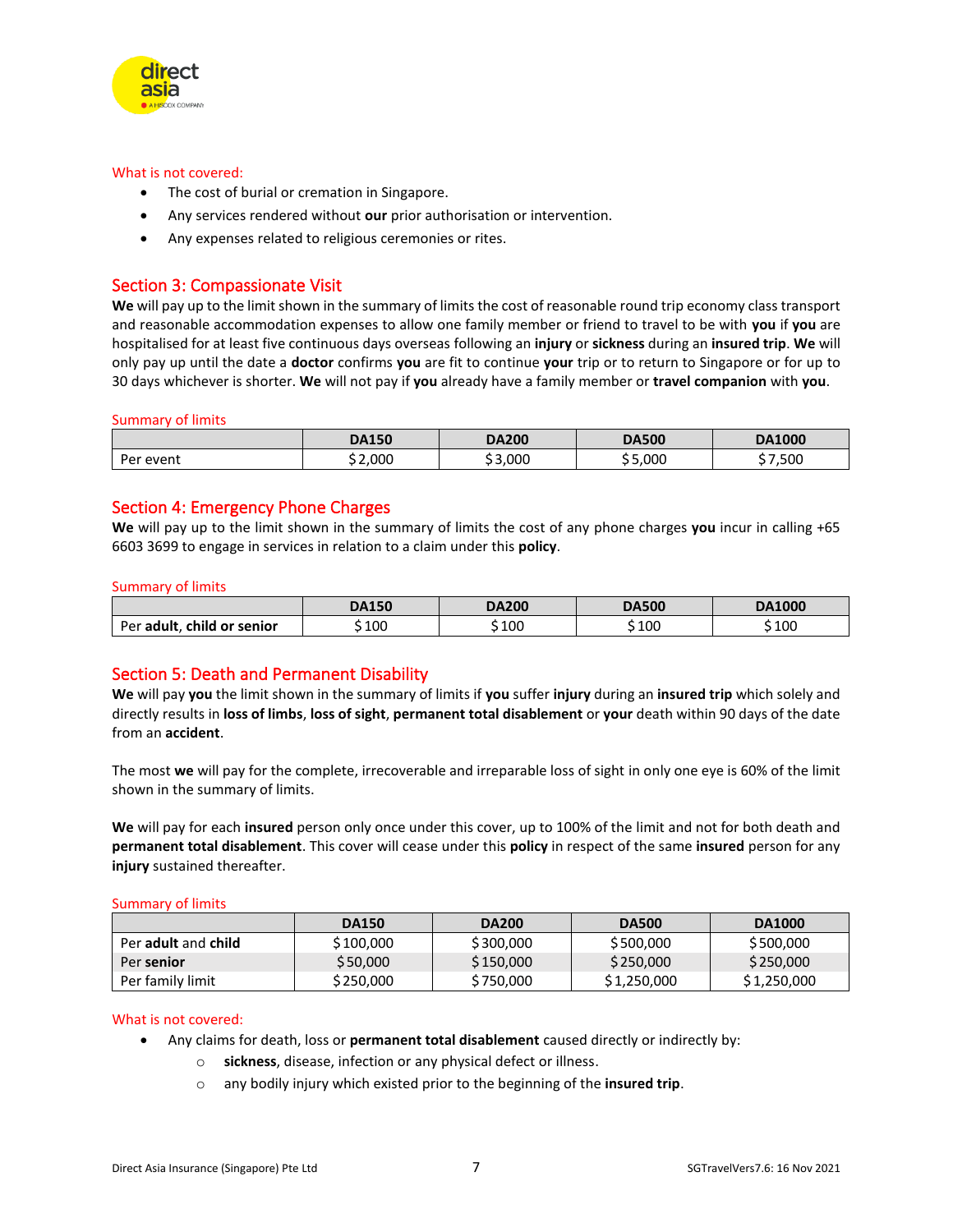What is not covered:

- The cost of burial or cremation in Singapore.
- Any services rendered without **our** prior authorisation or intervention.
- Any expenses related to religious ceremonies or rites.

## Section 3: Compassionate Visit

**We** will pay up to the limit shown in the summary of limits the cost of reasonable round trip economy class transport and reasonable accommodation expenses to allow one family member or friend to travel to be with **you** if **you** are hospitalised for at least five continuous days overseas following an **injury** or **sickness** during an **insured trip**. **We** will only pay up until the date a **doctor** confirms **you** are fit to continue **your** trip or to return to Singapore or for up to 30 days whichever is shorter. **We** will not pay if **you** already have a family member or **travel companion** with **you**.

Summary of limits

| | DA150 | DA200 | DA500 | DA1000 |
|---|---|---|---|---|
| Per event | $2,000 | $3,000 | $5,000 | $7,500 |

## Section 4: Emergency Phone Charges

**We** will pay up to the limit shown in the summary of limits the cost of any phone charges **you** incur in calling +65 6603 3699 to engage in services in relation to a claim under this **policy**.

Summary of limits

| | DA150 | DA200 | DA500 | DA1000 |
|---|---|---|---|---|
| Per **adult**, **child or senior** | $100 | $100 | $100 | $100 |

## Section 5: Death and Permanent Disability

**We** will pay **you** the limit shown in the summary of limits if **you** suffer **injury** during an **insured trip** which solely and directly results in **loss of limbs**, **loss of sight**, **permanent total disablement** or **your** death within 90 days of the date from an **accident**.

The most **we** will pay for the complete, irrecoverable and irreparable loss of sight in only one eye is 60% of the limit shown in the summary of limits.

**We** will pay for each **insured** person only once under this cover, up to 100% of the limit and not for both death and **permanent total disablement**. This cover will cease under this **policy** in respect of the same **insured** person for any **injury** sustained thereafter.

Summary of limits

| | DA150 | DA200 | DA500 | DA1000 |
|---|---|---|---|---|
| Per **adult** and **child** | $100,000 | $300,000 | $500,000 | $500,000 |
| Per **senior** | $50,000 | $150,000 | $250,000 | $250,000 |
| Per family limit | $250,000 | $750,000 | $1,250,000 | $1,250,000 |

What is not covered:

- Any claims for death, loss or **permanent total disablement** caused directly or indirectly by:
  - **sickness**, disease, infection or any physical defect or illness.
  - any bodily injury which existed prior to the beginning of the **insured trip**.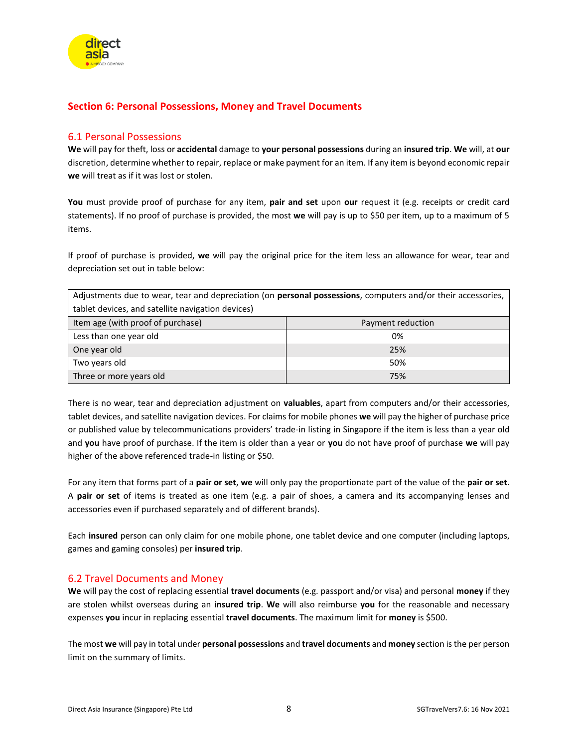## Section 6: Personal Possessions, Money and Travel Documents

### 6.1 Personal Possessions

**We** will pay for theft, loss or **accidental** damage to **your personal possessions** during an **insured trip**. **We** will, at **our** discretion, determine whether to repair, replace or make payment for an item. If any item is beyond economic repair **we** will treat as if it was lost or stolen.

**You** must provide proof of purchase for any item, **pair and set** upon **our** request it (e.g. receipts or credit card statements). If no proof of purchase is provided, the most **we** will pay is up to $50 per item, up to a maximum of 5 items.

If proof of purchase is provided, **we** will pay the original price for the item less an allowance for wear, tear and depreciation set out in table below:

| Adjustments due to wear, tear and depreciation (on **personal possessions**, computers and/or their accessories, tablet devices, and satellite navigation devices) | |
|---|---|
| Item age (with proof of purchase) | Payment reduction |
| Less than one year old | 0% |
| One year old | 25% |
| Two years old | 50% |
| Three or more years old | 75% |

There is no wear, tear and depreciation adjustment on **valuables**, apart from computers and/or their accessories, tablet devices, and satellite navigation devices. For claims for mobile phones **we** will pay the higher of purchase price or published value by telecommunications providers' trade-in listing in Singapore if the item is less than a year old and **you** have proof of purchase. If the item is older than a year or **you** do not have proof of purchase **we** will pay higher of the above referenced trade-in listing or $50.

For any item that forms part of a **pair or set**, **we** will only pay the proportionate part of the value of the **pair or set**. A **pair or set** of items is treated as one item (e.g. a pair of shoes, a camera and its accompanying lenses and accessories even if purchased separately and of different brands).

Each **insured** person can only claim for one mobile phone, one tablet device and one computer (including laptops, games and gaming consoles) per **insured trip**.

### 6.2 Travel Documents and Money

**We** will pay the cost of replacing essential **travel documents** (e.g. passport and/or visa) and personal **money** if they are stolen whilst overseas during an **insured trip**. **We** will also reimburse **you** for the reasonable and necessary expenses **you** incur in replacing essential **travel documents**. The maximum limit for **money** is $500.

The most **we** will pay in total under **personal possessions** and **travel documents** and **money** section is the per person limit on the summary of limits.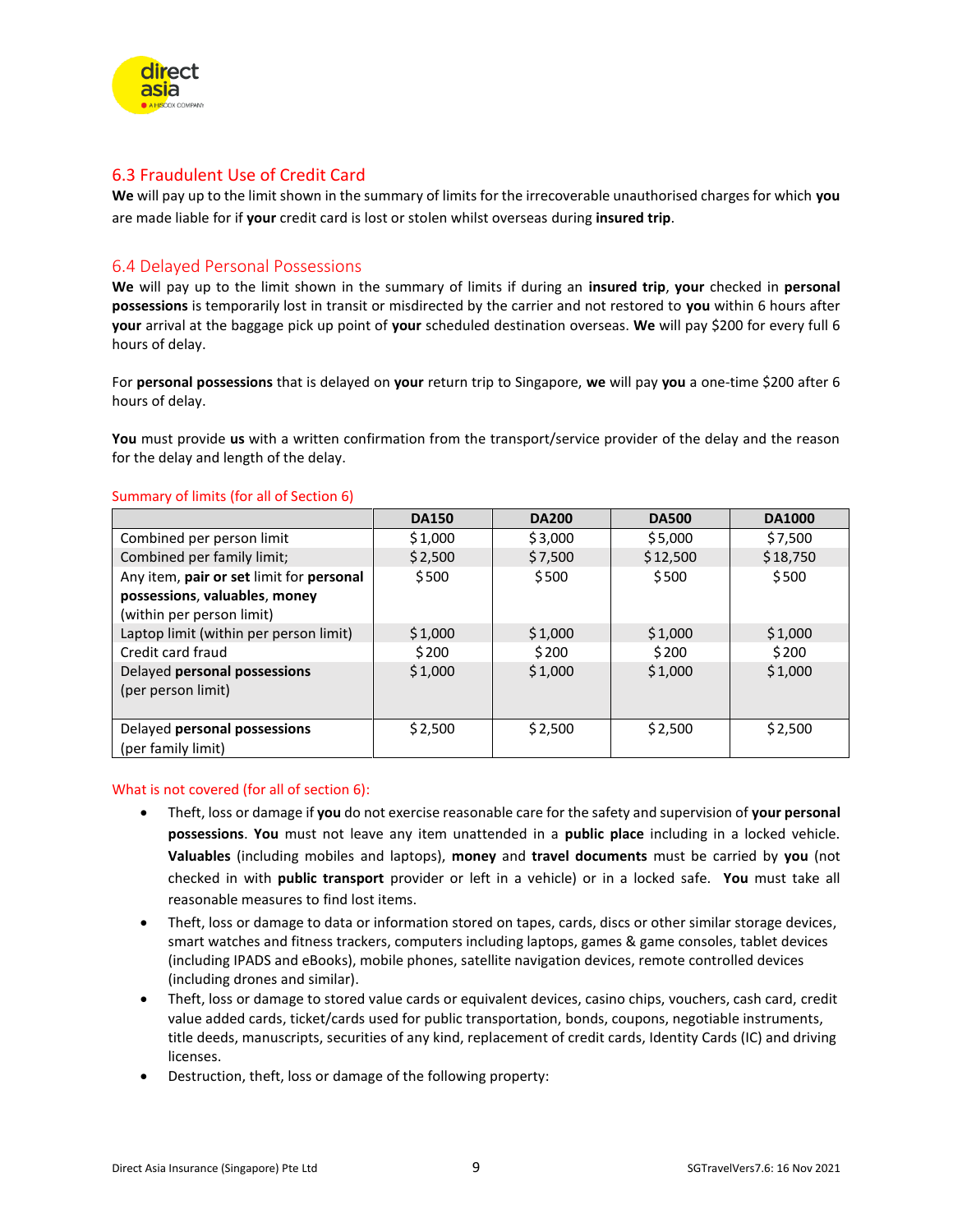## 6.3 Fraudulent Use of Credit Card

**We** will pay up to the limit shown in the summary of limits for the irrecoverable unauthorised charges for which **you** are made liable for if **your** credit card is lost or stolen whilst overseas during **insured trip**.

## 6.4 Delayed Personal Possessions

**We** will pay up to the limit shown in the summary of limits if during an **insured trip**, **your** checked in **personal possessions** is temporarily lost in transit or misdirected by the carrier and not restored to **you** within 6 hours after **your** arrival at the baggage pick up point of **your** scheduled destination overseas. **We** will pay $200 for every full 6 hours of delay.

For **personal possessions** that is delayed on **your** return trip to Singapore, **we** will pay **you** a one-time $200 after 6 hours of delay.

**You** must provide **us** with a written confirmation from the transport/service provider of the delay and the reason for the delay and length of the delay.

Summary of limits (for all of Section 6)

| | DA150 | DA200 | DA500 | DA1000 |
|---|---|---|---|---|
| Combined per person limit | $1,000 | $3,000 | $5,000 | $7,500 |
| Combined per family limit; | $2,500 | $7,500 | $12,500 | $18,750 |
| Any item, **pair or set** limit for **personal possessions**, **valuables**, **money** (within per person limit) | $500 | $500 | $500 | $500 |
| Laptop limit (within per person limit) | $1,000 | $1,000 | $1,000 | $1,000 |
| Credit card fraud | $200 | $200 | $200 | $200 |
| Delayed **personal possessions** (per person limit) | $1,000 | $1,000 | $1,000 | $1,000 |
| Delayed **personal possessions** (per family limit) | $2,500 | $2,500 | $2,500 | $2,500 |

What is not covered (for all of section 6):

- Theft, loss or damage if **you** do not exercise reasonable care for the safety and supervision of **your personal possessions**. **You** must not leave any item unattended in a **public place** including in a locked vehicle. **Valuables** (including mobiles and laptops), **money** and **travel documents** must be carried by **you** (not checked in with **public transport** provider or left in a vehicle) or in a locked safe. **You** must take all reasonable measures to find lost items.
- Theft, loss or damage to data or information stored on tapes, cards, discs or other similar storage devices, smart watches and fitness trackers, computers including laptops, games & game consoles, tablet devices (including IPADS and eBooks), mobile phones, satellite navigation devices, remote controlled devices (including drones and similar).
- Theft, loss or damage to stored value cards or equivalent devices, casino chips, vouchers, cash card, credit value added cards, ticket/cards used for public transportation, bonds, coupons, negotiable instruments, title deeds, manuscripts, securities of any kind, replacement of credit cards, Identity Cards (IC) and driving licenses.
- Destruction, theft, loss or damage of the following property: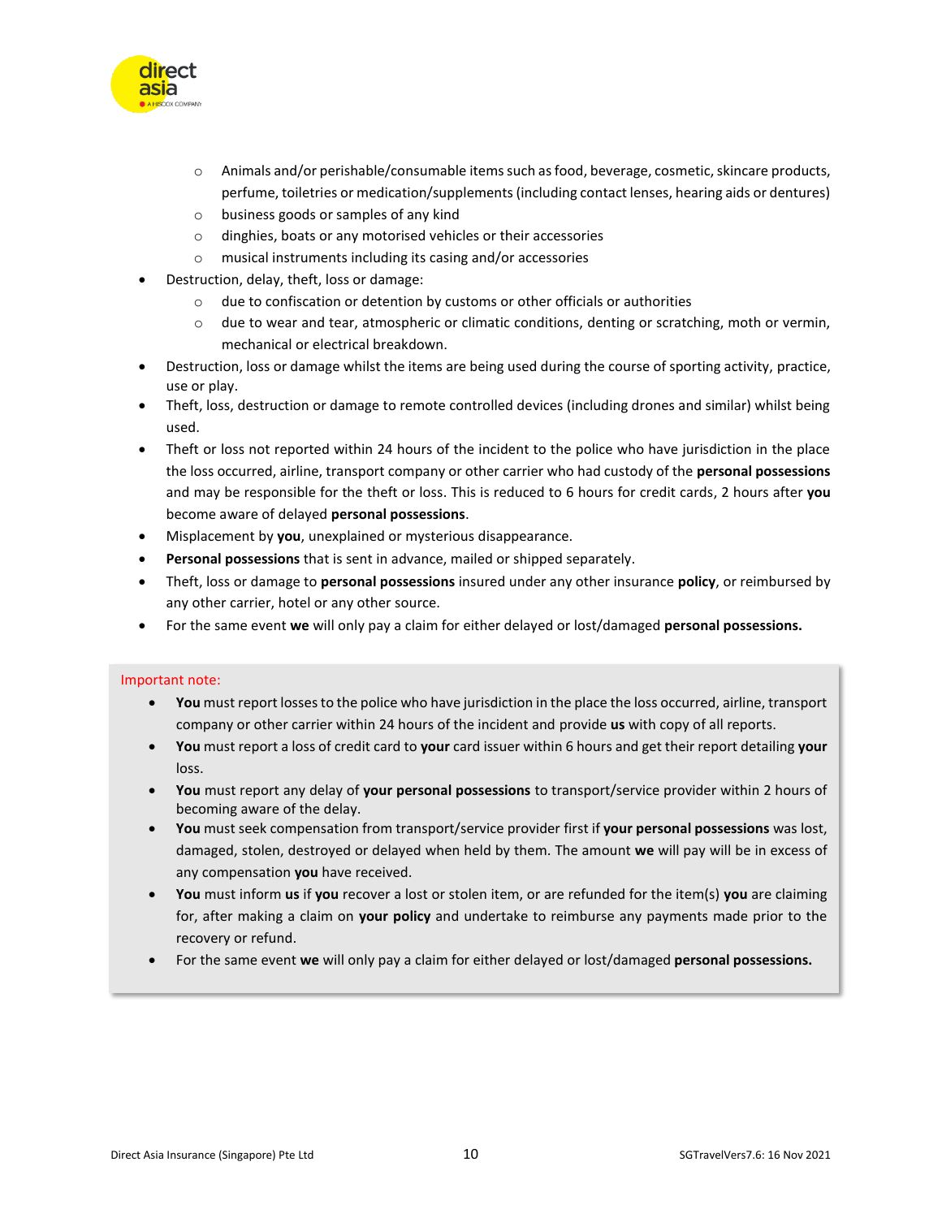- Animals and/or perishable/consumable items such as food, beverage, cosmetic, skincare products, perfume, toiletries or medication/supplements (including contact lenses, hearing aids or dentures)
  - business goods or samples of any kind
  - dinghies, boats or any motorised vehicles or their accessories
  - musical instruments including its casing and/or accessories
- Destruction, delay, theft, loss or damage:
  - due to confiscation or detention by customs or other officials or authorities
  - due to wear and tear, atmospheric or climatic conditions, denting or scratching, moth or vermin, mechanical or electrical breakdown.
- Destruction, loss or damage whilst the items are being used during the course of sporting activity, practice, use or play.
- Theft, loss, destruction or damage to remote controlled devices (including drones and similar) whilst being used.
- Theft or loss not reported within 24 hours of the incident to the police who have jurisdiction in the place the loss occurred, airline, transport company or other carrier who had custody of the **personal possessions** and may be responsible for the theft or loss. This is reduced to 6 hours for credit cards, 2 hours after **you** become aware of delayed **personal possessions**.
- Misplacement by **you**, unexplained or mysterious disappearance.
- **Personal possessions** that is sent in advance, mailed or shipped separately.
- Theft, loss or damage to **personal possessions** insured under any other insurance **policy**, or reimbursed by any other carrier, hotel or any other source.
- For the same event **we** will only pay a claim for either delayed or lost/damaged **personal possessions.**

Important note:

- **You** must report losses to the police who have jurisdiction in the place the loss occurred, airline, transport company or other carrier within 24 hours of the incident and provide **us** with copy of all reports.
- **You** must report a loss of credit card to **your** card issuer within 6 hours and get their report detailing **your** loss.
- **You** must report any delay of **your personal possessions** to transport/service provider within 2 hours of becoming aware of the delay.
- **You** must seek compensation from transport/service provider first if **your personal possessions** was lost, damaged, stolen, destroyed or delayed when held by them. The amount **we** will pay will be in excess of any compensation **you** have received.
- **You** must inform **us** if **you** recover a lost or stolen item, or are refunded for the item(s) **you** are claiming for, after making a claim on **your policy** and undertake to reimburse any payments made prior to the recovery or refund.
- For the same event **we** will only pay a claim for either delayed or lost/damaged **personal possessions.**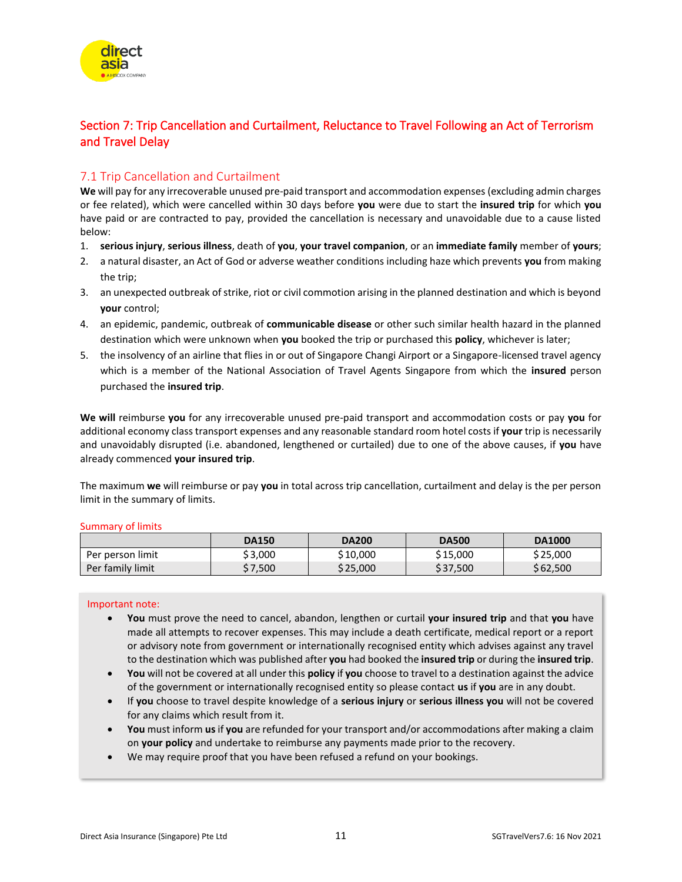## Section 7: Trip Cancellation and Curtailment, Reluctance to Travel Following an Act of Terrorism and Travel Delay

### 7.1 Trip Cancellation and Curtailment

**We** will pay for any irrecoverable unused pre-paid transport and accommodation expenses (excluding admin charges or fee related), which were cancelled within 30 days before **you** were due to start the **insured trip** for which **you** have paid or are contracted to pay, provided the cancellation is necessary and unavoidable due to a cause listed below:

1. **serious injury**, **serious illness**, death of **you**, **your travel companion**, or an **immediate family** member of **yours**;
2. a natural disaster, an Act of God or adverse weather conditions including haze which prevents **you** from making the trip;
3. an unexpected outbreak of strike, riot or civil commotion arising in the planned destination and which is beyond **your** control;
4. an epidemic, pandemic, outbreak of **communicable disease** or other such similar health hazard in the planned destination which were unknown when **you** booked the trip or purchased this **policy**, whichever is later;
5. the insolvency of an airline that flies in or out of Singapore Changi Airport or a Singapore-licensed travel agency which is a member of the National Association of Travel Agents Singapore from which the **insured** person purchased the **insured trip**.

**We will** reimburse **you** for any irrecoverable unused pre-paid transport and accommodation costs or pay **you** for additional economy class transport expenses and any reasonable standard room hotel costs if **your** trip is necessarily and unavoidably disrupted (i.e. abandoned, lengthened or curtailed) due to one of the above causes, if **you** have already commenced **your insured trip**.

The maximum **we** will reimburse or pay **you** in total across trip cancellation, curtailment and delay is the per person limit in the summary of limits.

Summary of limits

| | DA150 | DA200 | DA500 | DA1000 |
|---|---|---|---|---|
| Per person limit | $3,000 | $10,000 | $15,000 | $25,000 |
| Per family limit | $7,500 | $25,000 | $37,500 | $62,500 |

Important note:

- **You** must prove the need to cancel, abandon, lengthen or curtail **your insured trip** and that **you** have made all attempts to recover expenses. This may include a death certificate, medical report or a report or advisory note from government or internationally recognised entity which advises against any travel to the destination which was published after **you** had booked the **insured trip** or during the **insured trip**.
- **You** will not be covered at all under this **policy** if **you** choose to travel to a destination against the advice of the government or internationally recognised entity so please contact **us** if **you** are in any doubt.
- If **you** choose to travel despite knowledge of a **serious injury** or **serious illness you** will not be covered for any claims which result from it.
- **You** must inform **us** if **you** are refunded for your transport and/or accommodations after making a claim on **your policy** and undertake to reimburse any payments made prior to the recovery.
- We may require proof that you have been refused a refund on your bookings.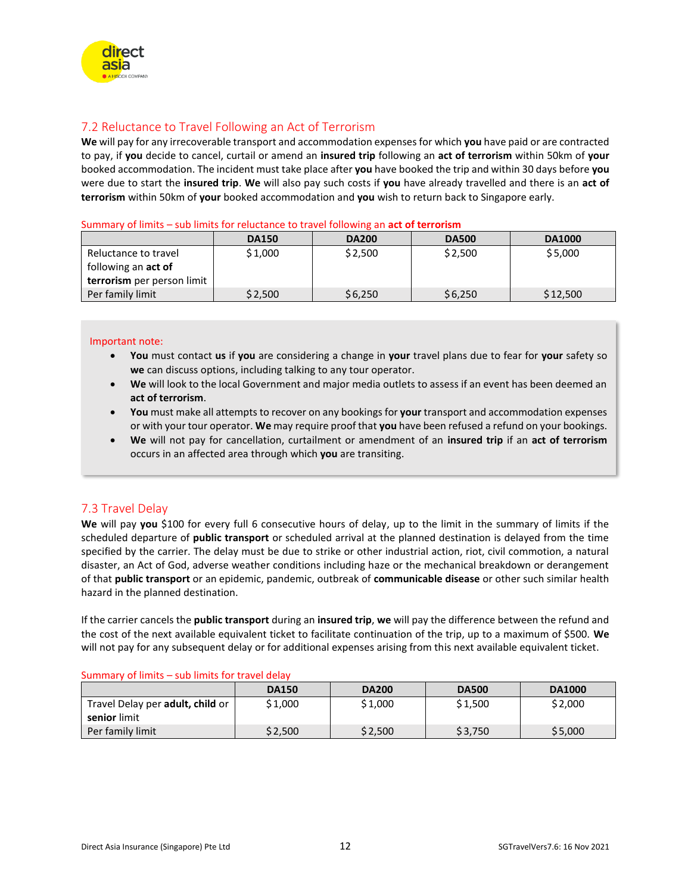## 7.2 Reluctance to Travel Following an Act of Terrorism

**We** will pay for any irrecoverable transport and accommodation expenses for which **you** have paid or are contracted to pay, if **you** decide to cancel, curtail or amend an **insured trip** following an **act of terrorism** within 50km of **your** booked accommodation. The incident must take place after **you** have booked the trip and within 30 days before **you** were due to start the **insured trip**. **We** will also pay such costs if **you** have already travelled and there is an **act of terrorism** within 50km of **your** booked accommodation and **you** wish to return back to Singapore early.

Summary of limits – sub limits for reluctance to travel following an **act of terrorism**

| | DA150 | DA200 | DA500 | DA1000 |
|---|---|---|---|---|
| Reluctance to travel following an **act of terrorism** per person limit | $1,000 | $2,500 | $2,500 | $5,000 |
| Per family limit | $2,500 | $6,250 | $6,250 | $12,500 |

> Important note:
> - **You** must contact **us** if **you** are considering a change in **your** travel plans due to fear for **your** safety so **we** can discuss options, including talking to any tour operator.
> - **We** will look to the local Government and major media outlets to assess if an event has been deemed an **act of terrorism**.
> - **You** must make all attempts to recover on any bookings for **your** transport and accommodation expenses or with your tour operator. **We** may require proof that **you** have been refused a refund on your bookings.
> - **We** will not pay for cancellation, curtailment or amendment of an **insured trip** if an **act of terrorism** occurs in an affected area through which **you** are transiting.

## 7.3 Travel Delay

**We** will pay **you** $100 for every full 6 consecutive hours of delay, up to the limit in the summary of limits if the scheduled departure of **public transport** or scheduled arrival at the planned destination is delayed from the time specified by the carrier. The delay must be due to strike or other industrial action, riot, civil commotion, a natural disaster, an Act of God, adverse weather conditions including haze or the mechanical breakdown or derangement of that **public transport** or an epidemic, pandemic, outbreak of **communicable disease** or other such similar health hazard in the planned destination.

If the carrier cancels the **public transport** during an **insured trip**, **we** will pay the difference between the refund and the cost of the next available equivalent ticket to facilitate continuation of the trip, up to a maximum of $500. **We** will not pay for any subsequent delay or for additional expenses arising from this next available equivalent ticket.

Summary of limits – sub limits for travel delay

| | DA150 | DA200 | DA500 | DA1000 |
|---|---|---|---|---|
| Travel Delay per **adult, child** or **senior** limit | $1,000 | $1,000 | $1,500 | $2,000 |
| Per family limit | $2,500 | $2,500 | $3,750 | $5,000 |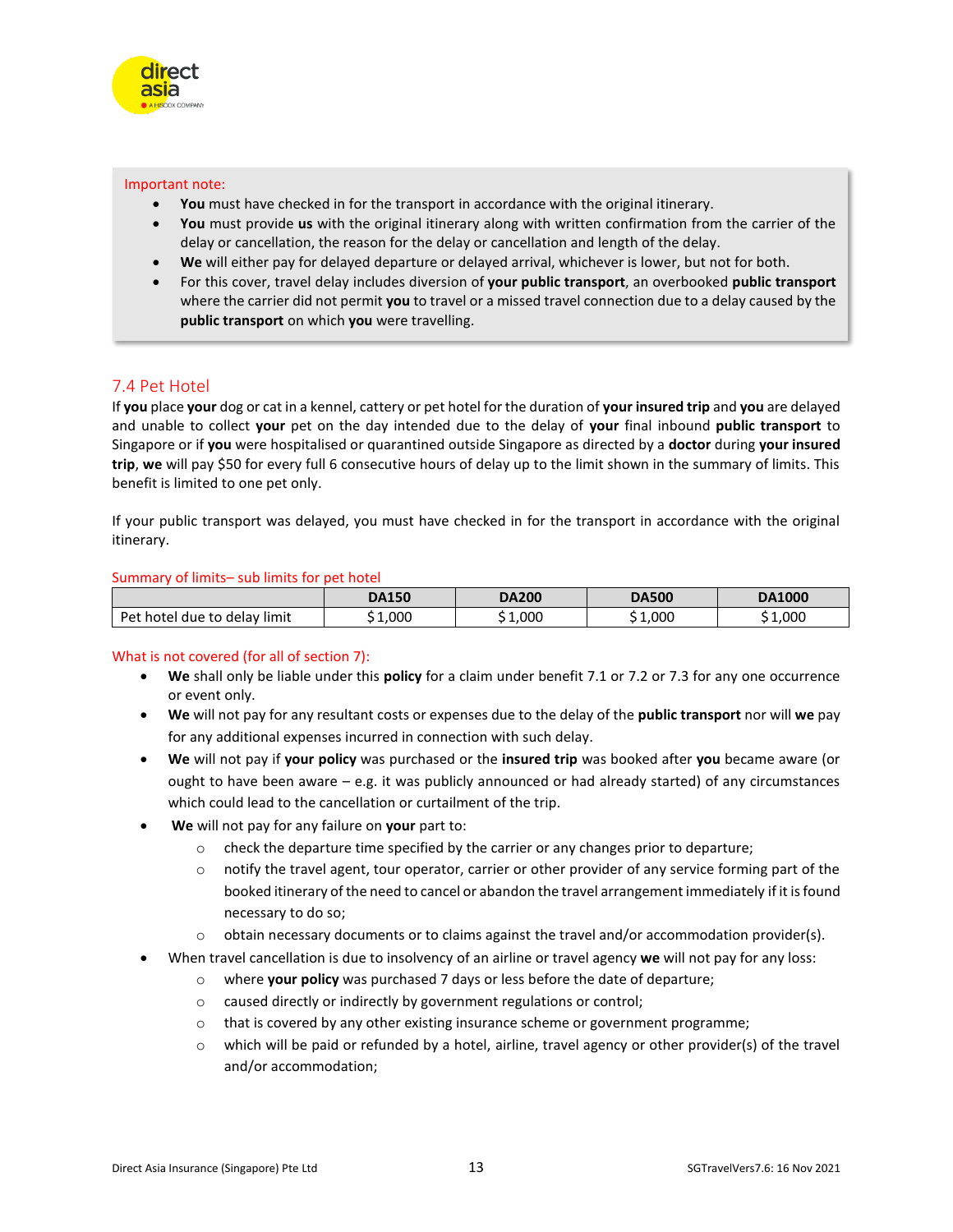Important note:

- **You** must have checked in for the transport in accordance with the original itinerary.
- **You** must provide **us** with the original itinerary along with written confirmation from the carrier of the delay or cancellation, the reason for the delay or cancellation and length of the delay.
- **We** will either pay for delayed departure or delayed arrival, whichever is lower, but not for both.
- For this cover, travel delay includes diversion of **your public transport**, an overbooked **public transport** where the carrier did not permit **you** to travel or a missed travel connection due to a delay caused by the **public transport** on which **you** were travelling.

## 7.4 Pet Hotel

If **you** place **your** dog or cat in a kennel, cattery or pet hotel for the duration of **your insured trip** and **you** are delayed and unable to collect **your** pet on the day intended due to the delay of **your** final inbound **public transport** to Singapore or if **you** were hospitalised or quarantined outside Singapore as directed by a **doctor** during **your insured trip**, **we** will pay $50 for every full 6 consecutive hours of delay up to the limit shown in the summary of limits. This benefit is limited to one pet only.

If your public transport was delayed, you must have checked in for the transport in accordance with the original itinerary.

Summary of limits– sub limits for pet hotel

| | DA150 | DA200 | DA500 | DA1000 |
|---|---|---|---|---|
| Pet hotel due to delay limit | $1,000 | $1,000 | $1,000 | $1,000 |

What is not covered (for all of section 7):

- **We** shall only be liable under this **policy** for a claim under benefit 7.1 or 7.2 or 7.3 for any one occurrence or event only.
- **We** will not pay for any resultant costs or expenses due to the delay of the **public transport** nor will **we** pay for any additional expenses incurred in connection with such delay.
- **We** will not pay if **your policy** was purchased or the **insured trip** was booked after **you** became aware (or ought to have been aware – e.g. it was publicly announced or had already started) of any circumstances which could lead to the cancellation or curtailment of the trip.
- **We** will not pay for any failure on **your** part to:
  - check the departure time specified by the carrier or any changes prior to departure;
  - notify the travel agent, tour operator, carrier or other provider of any service forming part of the booked itinerary of the need to cancel or abandon the travel arrangement immediately if it is found necessary to do so;
  - obtain necessary documents or to claims against the travel and/or accommodation provider(s).
- When travel cancellation is due to insolvency of an airline or travel agency **we** will not pay for any loss:
  - where **your policy** was purchased 7 days or less before the date of departure;
  - caused directly or indirectly by government regulations or control;
  - that is covered by any other existing insurance scheme or government programme;
  - which will be paid or refunded by a hotel, airline, travel agency or other provider(s) of the travel and/or accommodation;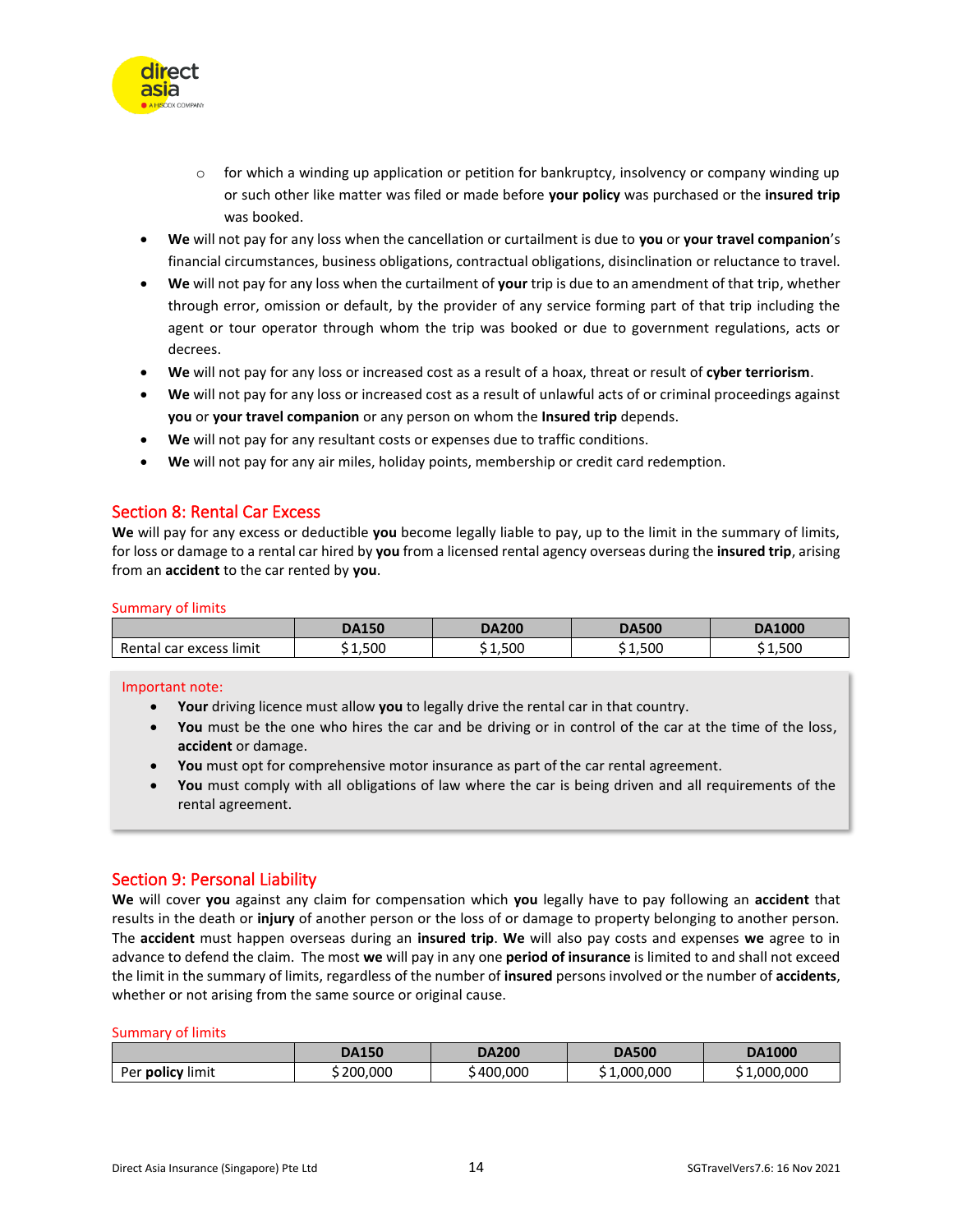- for which a winding up application or petition for bankruptcy, insolvency or company winding up or such other like matter was filed or made before **your policy** was purchased or the **insured trip** was booked.

- **We** will not pay for any loss when the cancellation or curtailment is due to **you** or **your travel companion**'s financial circumstances, business obligations, contractual obligations, disinclination or reluctance to travel.
- **We** will not pay for any loss when the curtailment of **your** trip is due to an amendment of that trip, whether through error, omission or default, by the provider of any service forming part of that trip including the agent or tour operator through whom the trip was booked or due to government regulations, acts or decrees.
- **We** will not pay for any loss or increased cost as a result of a hoax, threat or result of **cyber terriorism**.
- **We** will not pay for any loss or increased cost as a result of unlawful acts of or criminal proceedings against **you** or **your travel companion** or any person on whom the **Insured trip** depends.
- **We** will not pay for any resultant costs or expenses due to traffic conditions.
- **We** will not pay for any air miles, holiday points, membership or credit card redemption.

## Section 8: Rental Car Excess

**We** will pay for any excess or deductible **you** become legally liable to pay, up to the limit in the summary of limits, for loss or damage to a rental car hired by **you** from a licensed rental agency overseas during the **insured trip**, arising from an **accident** to the car rented by **you**.

Summary of limits

| | DA150 | DA200 | DA500 | DA1000 |
|---|---|---|---|---|
| Rental car excess limit | $ 1,500 | $ 1,500 | $ 1,500 | $ 1,500 |

Important note:

- **Your** driving licence must allow **you** to legally drive the rental car in that country.
- **You** must be the one who hires the car and be driving or in control of the car at the time of the loss, **accident** or damage.
- **You** must opt for comprehensive motor insurance as part of the car rental agreement.
- **You** must comply with all obligations of law where the car is being driven and all requirements of the rental agreement.

## Section 9: Personal Liability

**We** will cover **you** against any claim for compensation which **you** legally have to pay following an **accident** that results in the death or **injury** of another person or the loss of or damage to property belonging to another person. The **accident** must happen overseas during an **insured trip**. **We** will also pay costs and expenses **we** agree to in advance to defend the claim. The most **we** will pay in any one **period of insurance** is limited to and shall not exceed the limit in the summary of limits, regardless of the number of **insured** persons involved or the number of **accidents**, whether or not arising from the same source or original cause.

Summary of limits

| | DA150 | DA200 | DA500 | DA1000 |
|---|---|---|---|---|
| Per **policy** limit | $ 200,000 | $ 400,000 | $ 1,000,000 | $ 1,000,000 |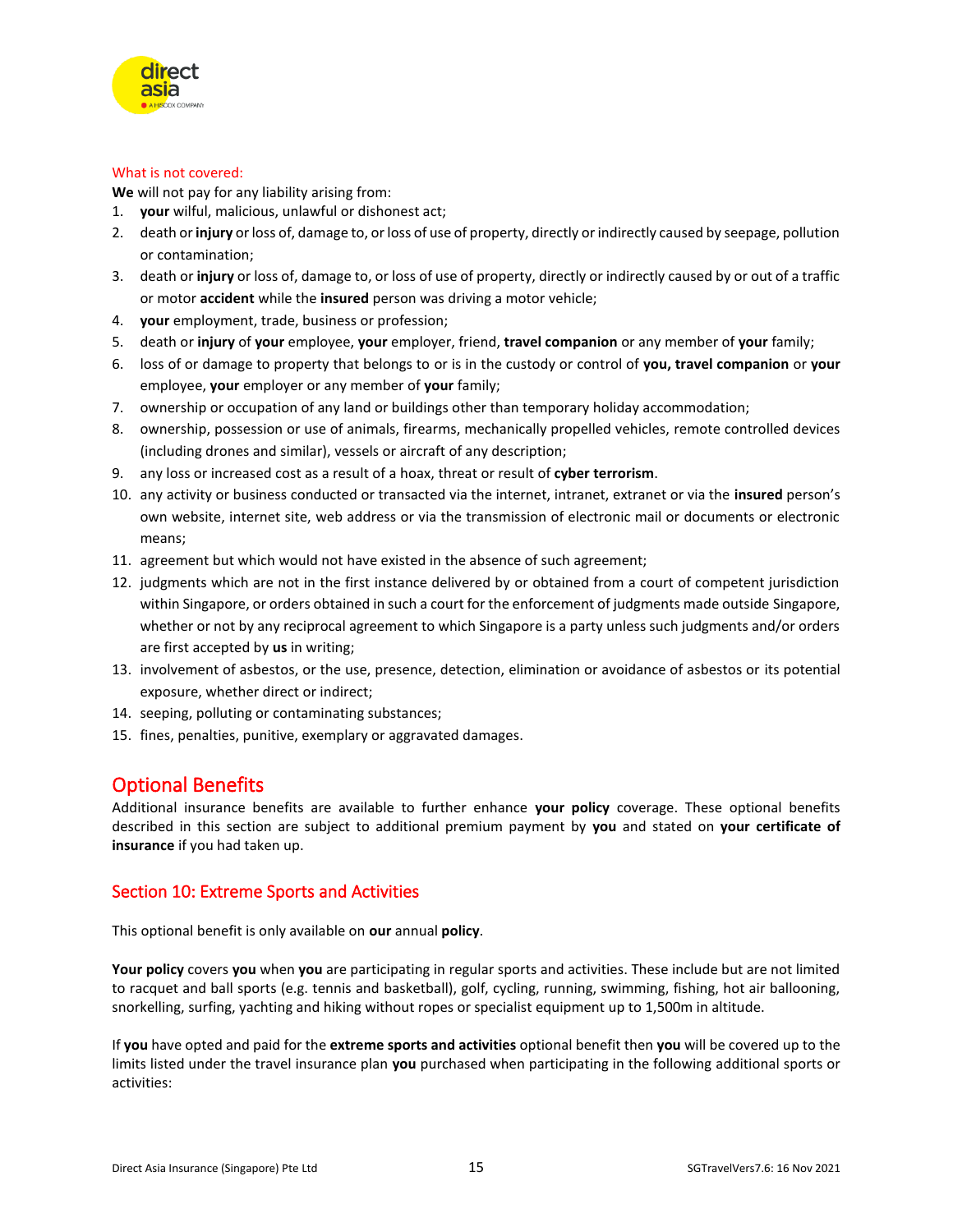What is not covered:

**We** will not pay for any liability arising from:

1. **your** wilful, malicious, unlawful or dishonest act;
2. death or **injury** or loss of, damage to, or loss of use of property, directly or indirectly caused by seepage, pollution or contamination;
3. death or **injury** or loss of, damage to, or loss of use of property, directly or indirectly caused by or out of a traffic or motor **accident** while the **insured** person was driving a motor vehicle;
4. **your** employment, trade, business or profession;
5. death or **injury** of **your** employee, **your** employer, friend, **travel companion** or any member of **your** family;
6. loss of or damage to property that belongs to or is in the custody or control of **you, travel companion** or **your** employee, **your** employer or any member of **your** family;
7. ownership or occupation of any land or buildings other than temporary holiday accommodation;
8. ownership, possession or use of animals, firearms, mechanically propelled vehicles, remote controlled devices (including drones and similar), vessels or aircraft of any description;
9. any loss or increased cost as a result of a hoax, threat or result of **cyber terrorism**.
10. any activity or business conducted or transacted via the internet, intranet, extranet or via the **insured** person's own website, internet site, web address or via the transmission of electronic mail or documents or electronic means;
11. agreement but which would not have existed in the absence of such agreement;
12. judgments which are not in the first instance delivered by or obtained from a court of competent jurisdiction within Singapore, or orders obtained in such a court for the enforcement of judgments made outside Singapore, whether or not by any reciprocal agreement to which Singapore is a party unless such judgments and/or orders are first accepted by **us** in writing;
13. involvement of asbestos, or the use, presence, detection, elimination or avoidance of asbestos or its potential exposure, whether direct or indirect;
14. seeping, polluting or contaminating substances;
15. fines, penalties, punitive, exemplary or aggravated damages.

# Optional Benefits

Additional insurance benefits are available to further enhance **your policy** coverage. These optional benefits described in this section are subject to additional premium payment by **you** and stated on **your certificate of insurance** if you had taken up.

## Section 10: Extreme Sports and Activities

This optional benefit is only available on **our** annual **policy**.

**Your policy** covers **you** when **you** are participating in regular sports and activities. These include but are not limited to racquet and ball sports (e.g. tennis and basketball), golf, cycling, running, swimming, fishing, hot air ballooning, snorkelling, surfing, yachting and hiking without ropes or specialist equipment up to 1,500m in altitude.

If **you** have opted and paid for the **extreme sports and activities** optional benefit then **you** will be covered up to the limits listed under the travel insurance plan **you** purchased when participating in the following additional sports or activities: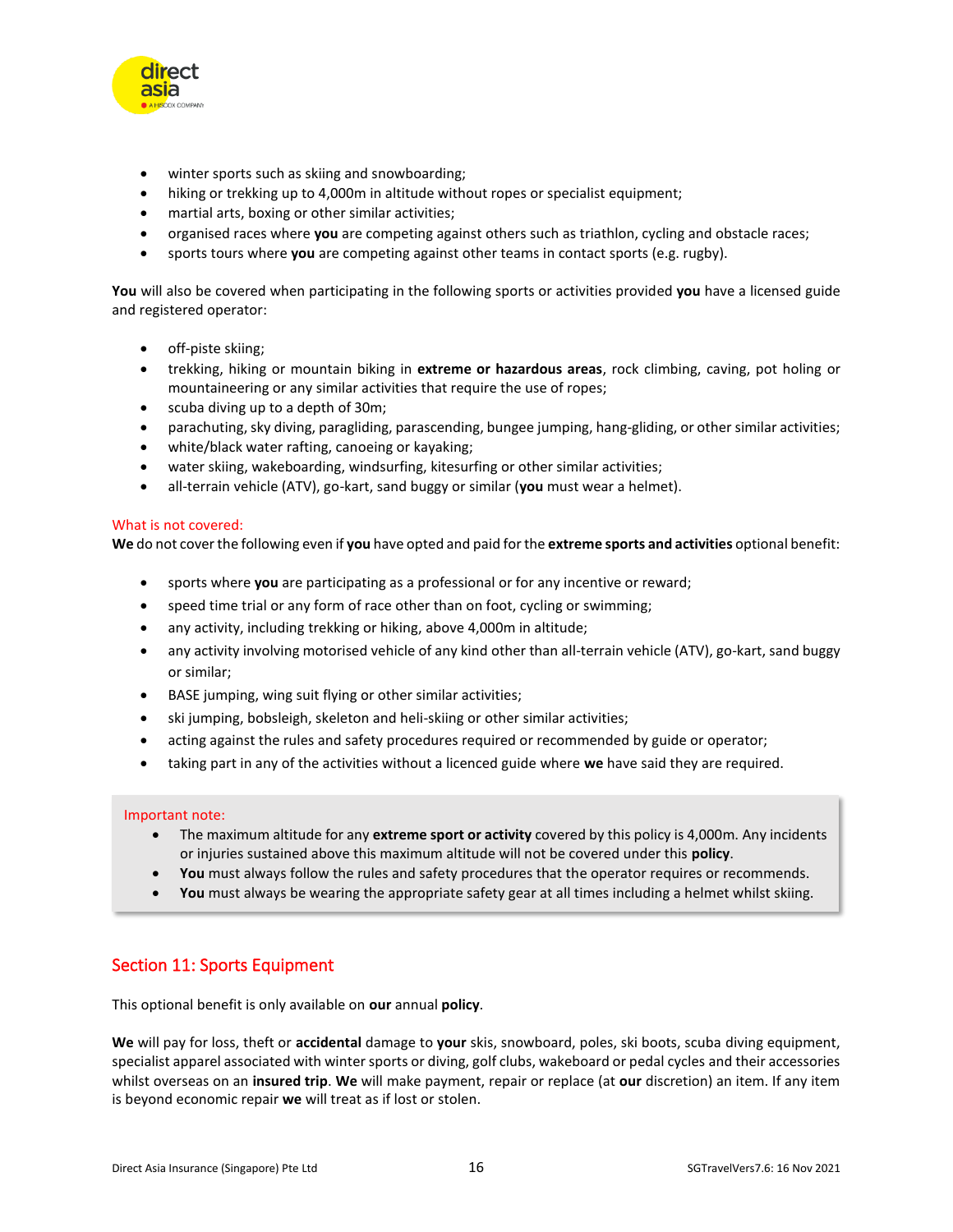- winter sports such as skiing and snowboarding;
- hiking or trekking up to 4,000m in altitude without ropes or specialist equipment;
- martial arts, boxing or other similar activities;
- organised races where **you** are competing against others such as triathlon, cycling and obstacle races;
- sports tours where **you** are competing against other teams in contact sports (e.g. rugby).

**You** will also be covered when participating in the following sports or activities provided **you** have a licensed guide and registered operator:

- off-piste skiing;
- trekking, hiking or mountain biking in **extreme or hazardous areas**, rock climbing, caving, pot holing or mountaineering or any similar activities that require the use of ropes;
- scuba diving up to a depth of 30m;
- parachuting, sky diving, paragliding, parascending, bungee jumping, hang-gliding, or other similar activities;
- white/black water rafting, canoeing or kayaking;
- water skiing, wakeboarding, windsurfing, kitesurfing or other similar activities;
- all-terrain vehicle (ATV), go-kart, sand buggy or similar (**you** must wear a helmet).

What is not covered:
**We** do not cover the following even if **you** have opted and paid for the **extreme sports and activities** optional benefit:

- sports where **you** are participating as a professional or for any incentive or reward;
- speed time trial or any form of race other than on foot, cycling or swimming;
- any activity, including trekking or hiking, above 4,000m in altitude;
- any activity involving motorised vehicle of any kind other than all-terrain vehicle (ATV), go-kart, sand buggy or similar;
- BASE jumping, wing suit flying or other similar activities;
- ski jumping, bobsleigh, skeleton and heli-skiing or other similar activities;
- acting against the rules and safety procedures required or recommended by guide or operator;
- taking part in any of the activities without a licenced guide where **we** have said they are required.

Important note:
- The maximum altitude for any **extreme sport or activity** covered by this policy is 4,000m. Any incidents or injuries sustained above this maximum altitude will not be covered under this **policy**.
- **You** must always follow the rules and safety procedures that the operator requires or recommends.
- **You** must always be wearing the appropriate safety gear at all times including a helmet whilst skiing.

## Section 11: Sports Equipment

This optional benefit is only available on **our** annual **policy**.

**We** will pay for loss, theft or **accidental** damage to **your** skis, snowboard, poles, ski boots, scuba diving equipment, specialist apparel associated with winter sports or diving, golf clubs, wakeboard or pedal cycles and their accessories whilst overseas on an **insured trip**. **We** will make payment, repair or replace (at **our** discretion) an item. If any item is beyond economic repair **we** will treat as if lost or stolen.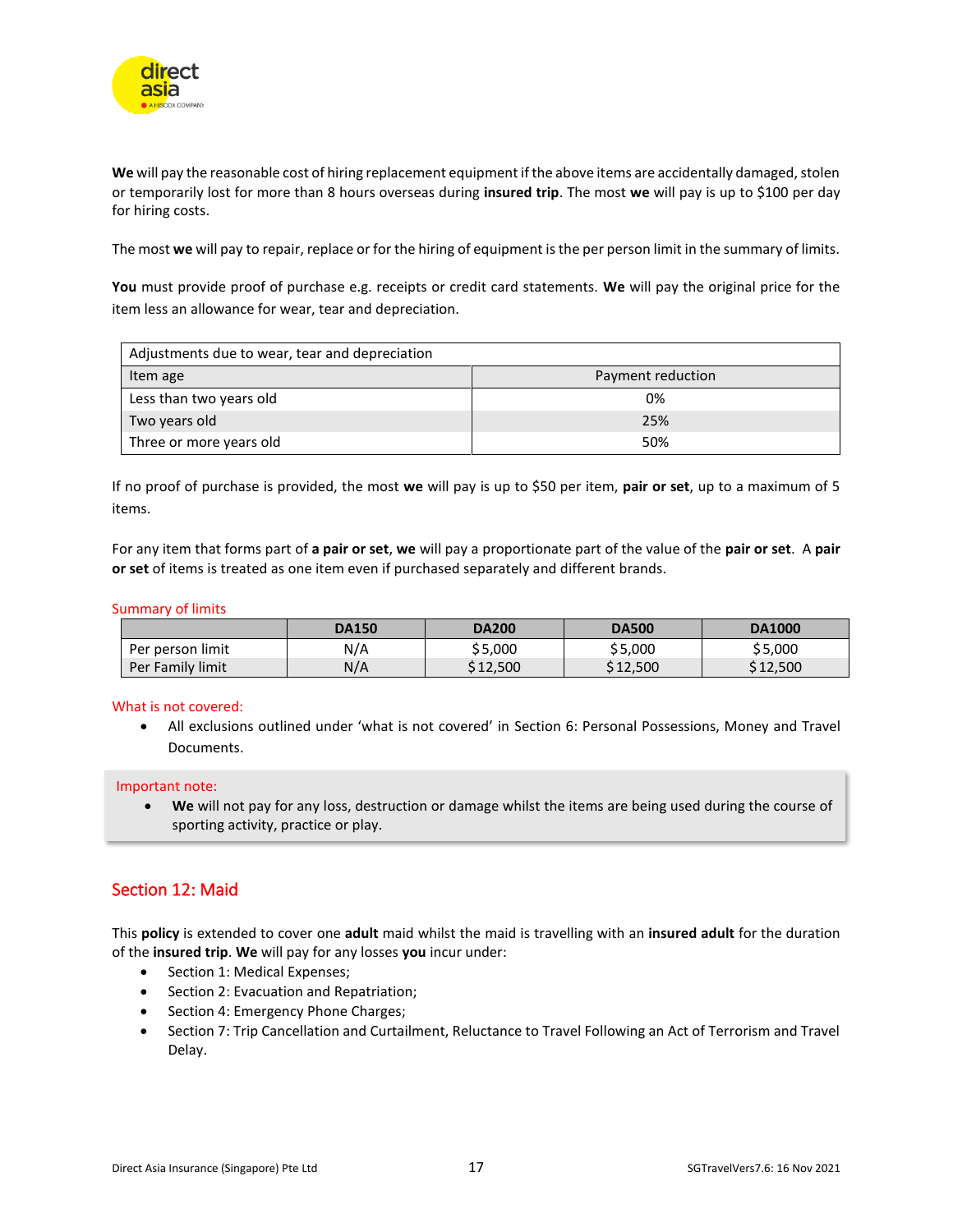**We** will pay the reasonable cost of hiring replacement equipment if the above items are accidentally damaged, stolen or temporarily lost for more than 8 hours overseas during **insured trip**. The most **we** will pay is up to $100 per day for hiring costs.

The most **we** will pay to repair, replace or for the hiring of equipment is the per person limit in the summary of limits.

**You** must provide proof of purchase e.g. receipts or credit card statements. **We** will pay the original price for the item less an allowance for wear, tear and depreciation.

| Adjustments due to wear, tear and depreciation | |
|---|---|
| Item age | Payment reduction |
| Less than two years old | 0% |
| Two years old | 25% |
| Three or more years old | 50% |

If no proof of purchase is provided, the most **we** will pay is up to $50 per item, **pair or set**, up to a maximum of 5 items.

For any item that forms part of **a pair or set**, **we** will pay a proportionate part of the value of the **pair or set**. A **pair or set** of items is treated as one item even if purchased separately and different brands.

Summary of limits

| | DA150 | DA200 | DA500 | DA1000 |
|---|---|---|---|---|
| Per person limit | N/A | $5,000 | $5,000 | $5,000 |
| Per Family limit | N/A | $12,500 | $12,500 | $12,500 |

What is not covered:

- All exclusions outlined under 'what is not covered' in Section 6: Personal Possessions, Money and Travel Documents.

Important note:

- **We** will not pay for any loss, destruction or damage whilst the items are being used during the course of sporting activity, practice or play.

## Section 12: Maid

This **policy** is extended to cover one **adult** maid whilst the maid is travelling with an **insured adult** for the duration of the **insured trip**. **We** will pay for any losses **you** incur under:

- Section 1: Medical Expenses;
- Section 2: Evacuation and Repatriation;
- Section 4: Emergency Phone Charges;
- Section 7: Trip Cancellation and Curtailment, Reluctance to Travel Following an Act of Terrorism and Travel Delay.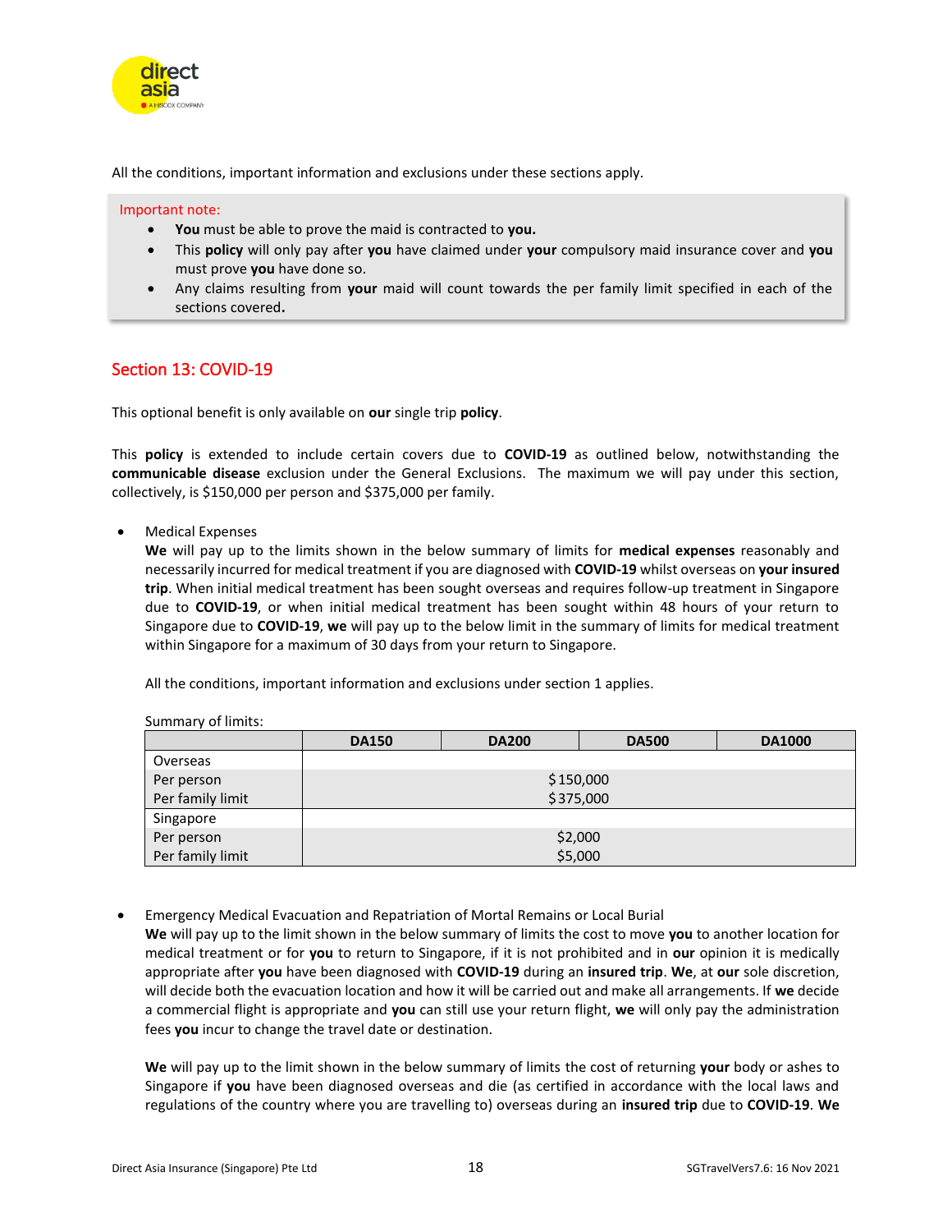All the conditions, important information and exclusions under these sections apply.

Important note:

- **You** must be able to prove the maid is contracted to **you.**
- This **policy** will only pay after **you** have claimed under **your** compulsory maid insurance cover and **you** must prove **you** have done so.
- Any claims resulting from **your** maid will count towards the per family limit specified in each of the sections covered**.**

## Section 13: COVID-19

This optional benefit is only available on **our** single trip **policy**.

This **policy** is extended to include certain covers due to **COVID-19** as outlined below, notwithstanding the **communicable disease** exclusion under the General Exclusions. The maximum we will pay under this section, collectively, is $150,000 per person and $375,000 per family.

- Medical Expenses

  **We** will pay up to the limits shown in the below summary of limits for **medical expenses** reasonably and necessarily incurred for medical treatment if you are diagnosed with **COVID-19** whilst overseas on **your insured trip**. When initial medical treatment has been sought overseas and requires follow-up treatment in Singapore due to **COVID-19**, or when initial medical treatment has been sought within 48 hours of your return to Singapore due to **COVID-19**, **we** will pay up to the below limit in the summary of limits for medical treatment within Singapore for a maximum of 30 days from your return to Singapore.

  All the conditions, important information and exclusions under section 1 applies.

  Summary of limits:

| | DA150 | DA200 | DA500 | DA1000 |
|---|---|---|---|---|
| Overseas | | | | |
| Per person | $150,000 | | | |
| Per family limit | $375,000 | | | |
| Singapore | | | | |
| Per person | $2,000 | | | |
| Per family limit | $5,000 | | | |

- Emergency Medical Evacuation and Repatriation of Mortal Remains or Local Burial

  **We** will pay up to the limit shown in the below summary of limits the cost to move **you** to another location for medical treatment or for **you** to return to Singapore, if it is not prohibited and in **our** opinion it is medically appropriate after **you** have been diagnosed with **COVID-19** during an **insured trip**. **We**, at **our** sole discretion, will decide both the evacuation location and how it will be carried out and make all arrangements. If **we** decide a commercial flight is appropriate and **you** can still use your return flight, **we** will only pay the administration fees **you** incur to change the travel date or destination.

  **We** will pay up to the limit shown in the below summary of limits the cost of returning **your** body or ashes to Singapore if **you** have been diagnosed overseas and die (as certified in accordance with the local laws and regulations of the country where you are travelling to) overseas during an **insured trip** due to **COVID-19**. **We**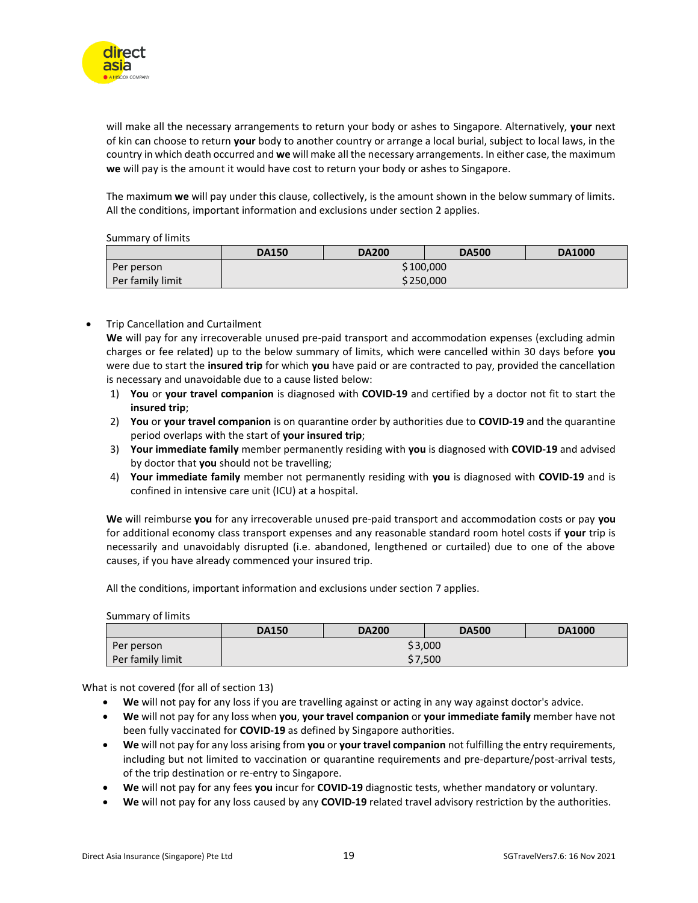will make all the necessary arrangements to return your body or ashes to Singapore. Alternatively, **your** next of kin can choose to return **your** body to another country or arrange a local burial, subject to local laws, in the country in which death occurred and **we** will make all the necessary arrangements. In either case, the maximum **we** will pay is the amount it would have cost to return your body or ashes to Singapore.

The maximum **we** will pay under this clause, collectively, is the amount shown in the below summary of limits. All the conditions, important information and exclusions under section 2 applies.

Summary of limits

| | DA150 | DA200 | DA500 | DA1000 |
|---|---|---|---|---|
| Per person | $100,000 | | | |
| Per family limit | $250,000 | | | |

- Trip Cancellation and Curtailment

  **We** will pay for any irrecoverable unused pre-paid transport and accommodation expenses (excluding admin charges or fee related) up to the below summary of limits, which were cancelled within 30 days before **you** were due to start the **insured trip** for which **you** have paid or are contracted to pay, provided the cancellation is necessary and unavoidable due to a cause listed below:

  1) **You** or **your travel companion** is diagnosed with **COVID-19** and certified by a doctor not fit to start the **insured trip**;
  2) **You** or **your travel companion** is on quarantine order by authorities due to **COVID-19** and the quarantine period overlaps with the start of **your insured trip**;
  3) **Your immediate family** member permanently residing with **you** is diagnosed with **COVID-19** and advised by doctor that **you** should not be travelling;
  4) **Your immediate family** member not permanently residing with **you** is diagnosed with **COVID-19** and is confined in intensive care unit (ICU) at a hospital.

  **We** will reimburse **you** for any irrecoverable unused pre-paid transport and accommodation costs or pay **you** for additional economy class transport expenses and any reasonable standard room hotel costs if **your** trip is necessarily and unavoidably disrupted (i.e. abandoned, lengthened or curtailed) due to one of the above causes, if you have already commenced your insured trip.

  All the conditions, important information and exclusions under section 7 applies.

  Summary of limits

| | DA150 | DA200 | DA500 | DA1000 |
|---|---|---|---|---|
| Per person | $3,000 | | | |
| Per family limit | $7,500 | | | |

What is not covered (for all of section 13)

- **We** will not pay for any loss if you are travelling against or acting in any way against doctor's advice.
- **We** will not pay for any loss when **you**, **your travel companion** or **your immediate family** member have not been fully vaccinated for **COVID-19** as defined by Singapore authorities.
- **We** will not pay for any loss arising from **you** or **your travel companion** not fulfilling the entry requirements, including but not limited to vaccination or quarantine requirements and pre-departure/post-arrival tests, of the trip destination or re-entry to Singapore.
- **We** will not pay for any fees **you** incur for **COVID-19** diagnostic tests, whether mandatory or voluntary.
- **We** will not pay for any loss caused by any **COVID-19** related travel advisory restriction by the authorities.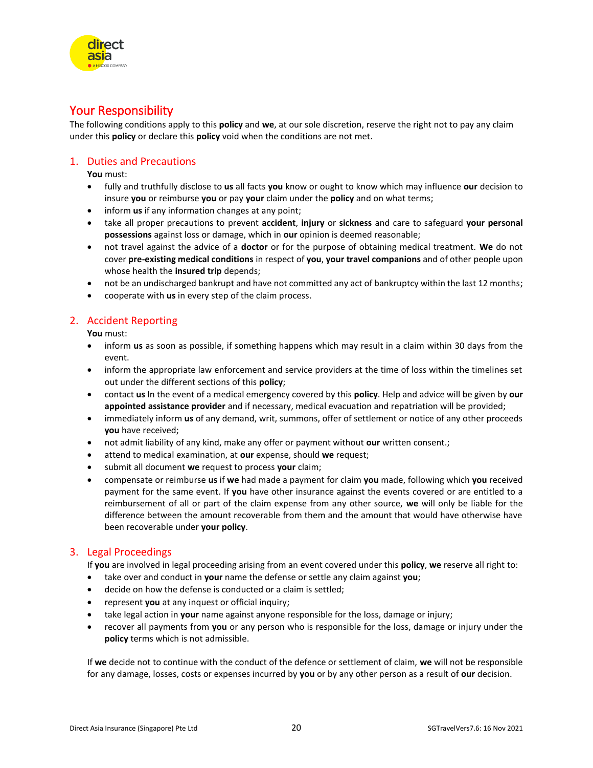# Your Responsibility

The following conditions apply to this **policy** and **we**, at our sole discretion, reserve the right not to pay any claim under this **policy** or declare this **policy** void when the conditions are not met.

## 1. Duties and Precautions

**You** must:

- fully and truthfully disclose to **us** all facts **you** know or ought to know which may influence **our** decision to insure **you** or reimburse **you** or pay **your** claim under the **policy** and on what terms;
- inform **us** if any information changes at any point;
- take all proper precautions to prevent **accident**, **injury** or **sickness** and care to safeguard **your personal possessions** against loss or damage, which in **our** opinion is deemed reasonable;
- not travel against the advice of a **doctor** or for the purpose of obtaining medical treatment. **We** do not cover **pre-existing medical conditions** in respect of **you**, **your travel companions** and of other people upon whose health the **insured trip** depends;
- not be an undischarged bankrupt and have not committed any act of bankruptcy within the last 12 months;
- cooperate with **us** in every step of the claim process.

## 2. Accident Reporting

**You** must:

- inform **us** as soon as possible, if something happens which may result in a claim within 30 days from the event.
- inform the appropriate law enforcement and service providers at the time of loss within the timelines set out under the different sections of this **policy**;
- contact **us** In the event of a medical emergency covered by this **policy**. Help and advice will be given by **our appointed assistance provider** and if necessary, medical evacuation and repatriation will be provided;
- immediately inform **us** of any demand, writ, summons, offer of settlement or notice of any other proceeds **you** have received;
- not admit liability of any kind, make any offer or payment without **our** written consent.;
- attend to medical examination, at **our** expense, should **we** request;
- submit all document **we** request to process **your** claim;
- compensate or reimburse **us** if **we** had made a payment for claim **you** made, following which **you** received payment for the same event. If **you** have other insurance against the events covered or are entitled to a reimbursement of all or part of the claim expense from any other source, **we** will only be liable for the difference between the amount recoverable from them and the amount that would have otherwise have been recoverable under **your policy**.

## 3. Legal Proceedings

If **you** are involved in legal proceeding arising from an event covered under this **policy**, **we** reserve all right to:

- take over and conduct in **your** name the defense or settle any claim against **you**;
- decide on how the defense is conducted or a claim is settled;
- represent **you** at any inquest or official inquiry;
- take legal action in **your** name against anyone responsible for the loss, damage or injury;
- recover all payments from **you** or any person who is responsible for the loss, damage or injury under the **policy** terms which is not admissible.

If **we** decide not to continue with the conduct of the defence or settlement of claim, **we** will not be responsible for any damage, losses, costs or expenses incurred by **you** or by any other person as a result of **our** decision.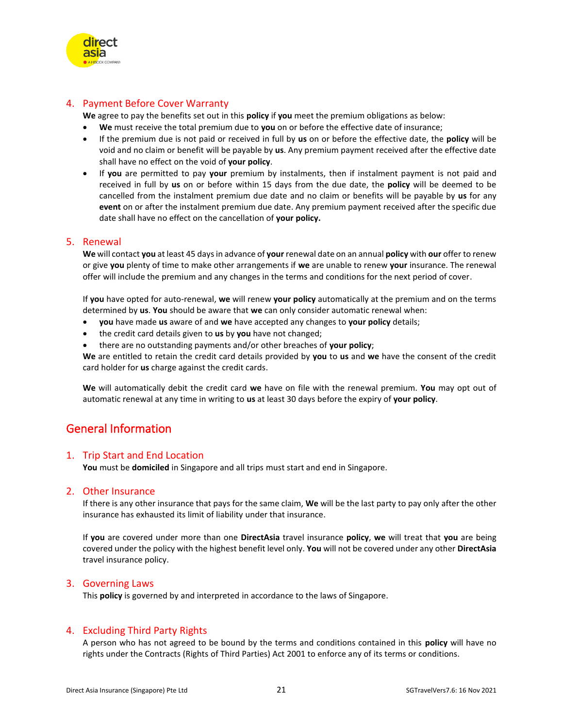## 4. Payment Before Cover Warranty

**We** agree to pay the benefits set out in this **policy** if **you** meet the premium obligations as below:

- **We** must receive the total premium due to **you** on or before the effective date of insurance;
- If the premium due is not paid or received in full by **us** on or before the effective date, the **policy** will be void and no claim or benefit will be payable by **us**. Any premium payment received after the effective date shall have no effect on the void of **your policy**.
- If **you** are permitted to pay **your** premium by instalments, then if instalment payment is not paid and received in full by **us** on or before within 15 days from the due date, the **policy** will be deemed to be cancelled from the instalment premium due date and no claim or benefits will be payable by **us** for any **event** on or after the instalment premium due date. Any premium payment received after the specific due date shall have no effect on the cancellation of **your policy.**

## 5. Renewal

**We** will contact **you** at least 45 days in advance of **your** renewal date on an annual **policy** with **our** offer to renew or give **you** plenty of time to make other arrangements if **we** are unable to renew **your** insurance. The renewal offer will include the premium and any changes in the terms and conditions for the next period of cover.

If **you** have opted for auto-renewal, **we** will renew **your policy** automatically at the premium and on the terms determined by **us**. **You** should be aware that **we** can only consider automatic renewal when:

- **you** have made **us** aware of and **we** have accepted any changes to **your policy** details;
- the credit card details given to **us** by **you** have not changed;
- there are no outstanding payments and/or other breaches of **your policy**;

**We** are entitled to retain the credit card details provided by **you** to **us** and **we** have the consent of the credit card holder for **us** charge against the credit cards.

**We** will automatically debit the credit card **we** have on file with the renewal premium. **You** may opt out of automatic renewal at any time in writing to **us** at least 30 days before the expiry of **your policy**.

# General Information

## 1. Trip Start and End Location

**You** must be **domiciled** in Singapore and all trips must start and end in Singapore.

## 2. Other Insurance

If there is any other insurance that pays for the same claim, **We** will be the last party to pay only after the other insurance has exhausted its limit of liability under that insurance.

If **you** are covered under more than one **DirectAsia** travel insurance **policy**, **we** will treat that **you** are being covered under the policy with the highest benefit level only. **You** will not be covered under any other **DirectAsia** travel insurance policy.

## 3. Governing Laws

This **policy** is governed by and interpreted in accordance to the laws of Singapore.

## 4. Excluding Third Party Rights

A person who has not agreed to be bound by the terms and conditions contained in this **policy** will have no rights under the Contracts (Rights of Third Parties) Act 2001 to enforce any of its terms or conditions.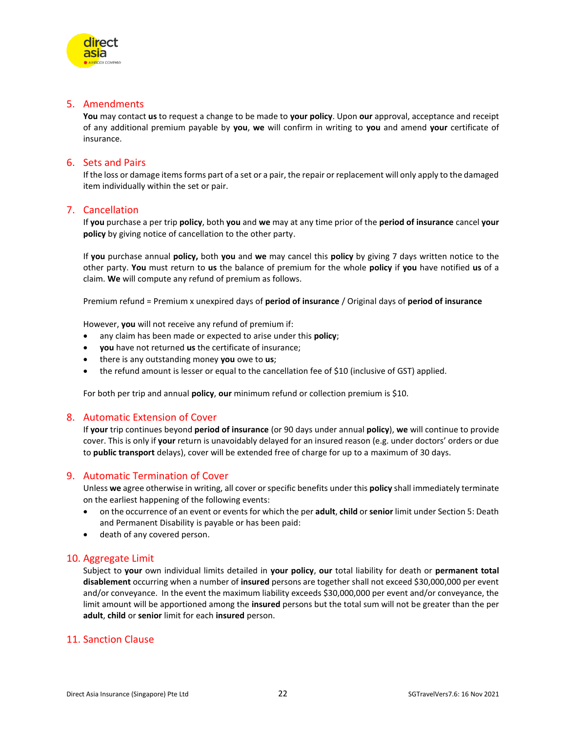## 5. Amendments

**You** may contact **us** to request a change to be made to **your policy**. Upon **our** approval, acceptance and receipt of any additional premium payable by **you**, **we** will confirm in writing to **you** and amend **your** certificate of insurance.

## 6. Sets and Pairs

If the loss or damage items forms part of a set or a pair, the repair or replacement will only apply to the damaged item individually within the set or pair.

## 7. Cancellation

If **you** purchase a per trip **policy**, both **you** and **we** may at any time prior of the **period of insurance** cancel **your policy** by giving notice of cancellation to the other party.

If **you** purchase annual **policy,** both **you** and **we** may cancel this **policy** by giving 7 days written notice to the other party. **You** must return to **us** the balance of premium for the whole **policy** if **you** have notified **us** of a claim. **We** will compute any refund of premium as follows.

Premium refund = Premium x unexpired days of **period of insurance** / Original days of **period of insurance**

However, **you** will not receive any refund of premium if:

- any claim has been made or expected to arise under this **policy**;
- **you** have not returned **us** the certificate of insurance;
- there is any outstanding money **you** owe to **us**;
- the refund amount is lesser or equal to the cancellation fee of $10 (inclusive of GST) applied.

For both per trip and annual **policy**, **our** minimum refund or collection premium is $10.

## 8. Automatic Extension of Cover

If **your** trip continues beyond **period of insurance** (or 90 days under annual **policy**), **we** will continue to provide cover. This is only if **your** return is unavoidably delayed for an insured reason (e.g. under doctors' orders or due to **public transport** delays), cover will be extended free of charge for up to a maximum of 30 days.

## 9. Automatic Termination of Cover

Unless **we** agree otherwise in writing, all cover or specific benefits under this **policy** shall immediately terminate on the earliest happening of the following events:

- on the occurrence of an event or events for which the per **adult**, **child** or **senior** limit under Section 5: Death and Permanent Disability is payable or has been paid:
- death of any covered person.

## 10. Aggregate Limit

Subject to **your** own individual limits detailed in **your policy**, **our** total liability for death or **permanent total disablement** occurring when a number of **insured** persons are together shall not exceed $30,000,000 per event and/or conveyance. In the event the maximum liability exceeds $30,000,000 per event and/or conveyance, the limit amount will be apportioned among the **insured** persons but the total sum will not be greater than the per **adult**, **child** or **senior** limit for each **insured** person.

## 11. Sanction Clause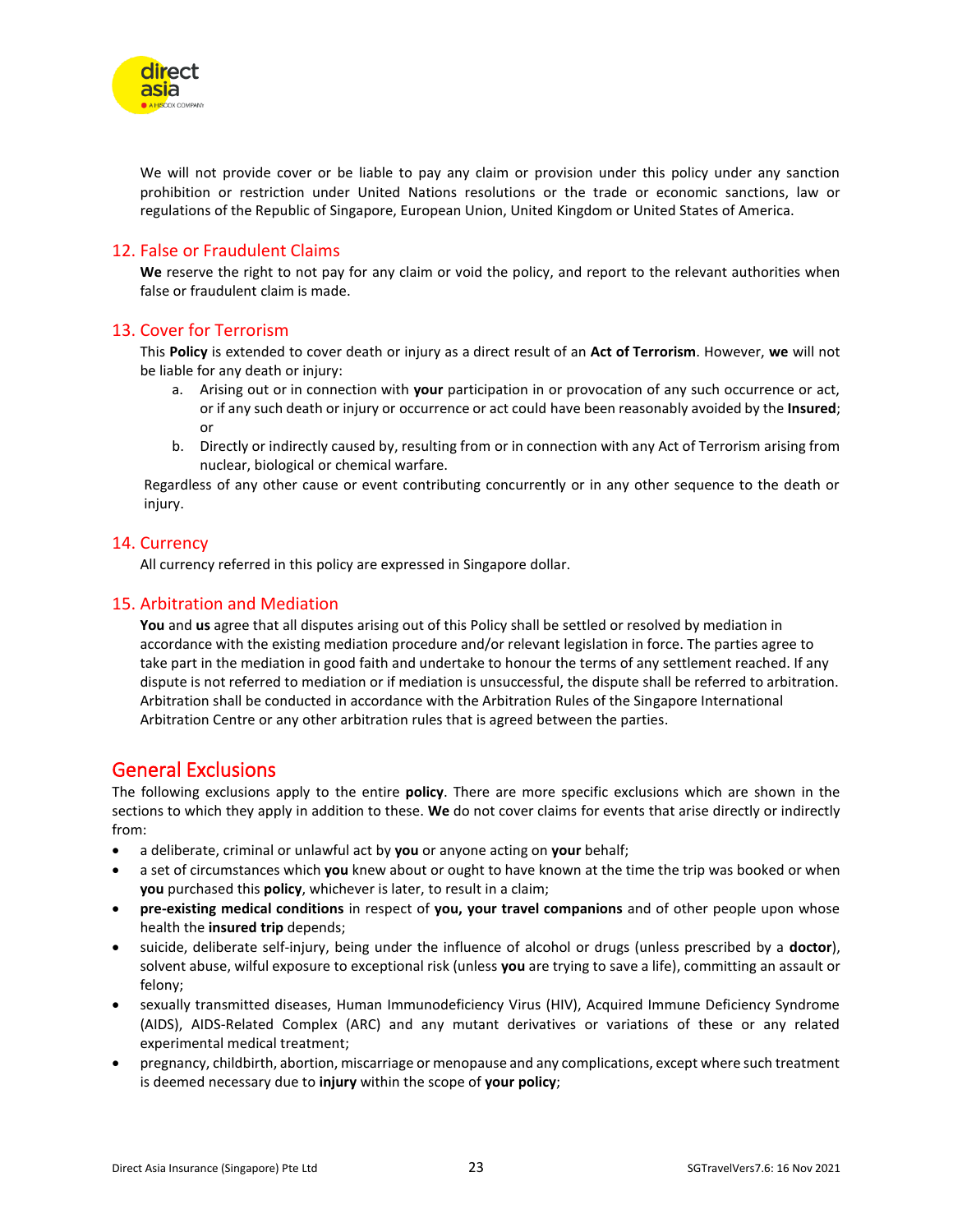We will not provide cover or be liable to pay any claim or provision under this policy under any sanction prohibition or restriction under United Nations resolutions or the trade or economic sanctions, law or regulations of the Republic of Singapore, European Union, United Kingdom or United States of America.

### 12. False or Fraudulent Claims

**We** reserve the right to not pay for any claim or void the policy, and report to the relevant authorities when false or fraudulent claim is made.

### 13. Cover for Terrorism

This **Policy** is extended to cover death or injury as a direct result of an **Act of Terrorism**. However, **we** will not be liable for any death or injury:

a. Arising out or in connection with **your** participation in or provocation of any such occurrence or act, or if any such death or injury or occurrence or act could have been reasonably avoided by the **Insured**; or

b. Directly or indirectly caused by, resulting from or in connection with any Act of Terrorism arising from nuclear, biological or chemical warfare.

Regardless of any other cause or event contributing concurrently or in any other sequence to the death or injury.

### 14. Currency

All currency referred in this policy are expressed in Singapore dollar.

### 15. Arbitration and Mediation

**You** and **us** agree that all disputes arising out of this Policy shall be settled or resolved by mediation in accordance with the existing mediation procedure and/or relevant legislation in force. The parties agree to take part in the mediation in good faith and undertake to honour the terms of any settlement reached. If any dispute is not referred to mediation or if mediation is unsuccessful, the dispute shall be referred to arbitration. Arbitration shall be conducted in accordance with the Arbitration Rules of the Singapore International Arbitration Centre or any other arbitration rules that is agreed between the parties.

## General Exclusions

The following exclusions apply to the entire **policy**. There are more specific exclusions which are shown in the sections to which they apply in addition to these. **We** do not cover claims for events that arise directly or indirectly from:

- a deliberate, criminal or unlawful act by **you** or anyone acting on **your** behalf;
- a set of circumstances which **you** knew about or ought to have known at the time the trip was booked or when **you** purchased this **policy**, whichever is later, to result in a claim;
- **pre-existing medical conditions** in respect of **you, your travel companions** and of other people upon whose health the **insured trip** depends;
- suicide, deliberate self-injury, being under the influence of alcohol or drugs (unless prescribed by a **doctor**), solvent abuse, wilful exposure to exceptional risk (unless **you** are trying to save a life), committing an assault or felony;
- sexually transmitted diseases, Human Immunodeficiency Virus (HIV), Acquired Immune Deficiency Syndrome (AIDS), AIDS-Related Complex (ARC) and any mutant derivatives or variations of these or any related experimental medical treatment;
- pregnancy, childbirth, abortion, miscarriage or menopause and any complications, except where such treatment is deemed necessary due to **injury** within the scope of **your policy**;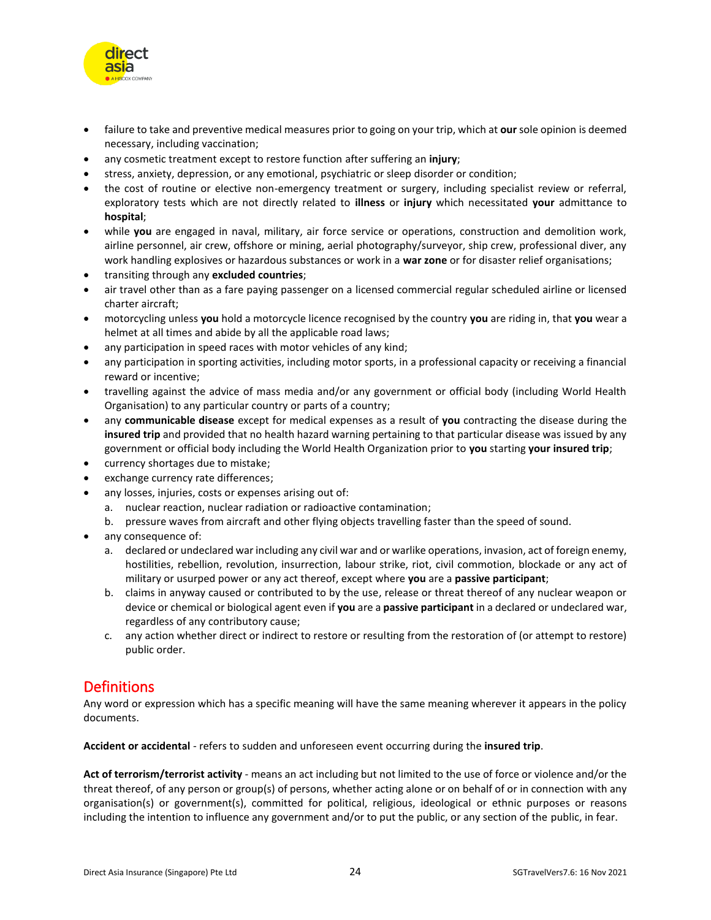- failure to take and preventive medical measures prior to going on your trip, which at **our** sole opinion is deemed necessary, including vaccination;
- any cosmetic treatment except to restore function after suffering an **injury**;
- stress, anxiety, depression, or any emotional, psychiatric or sleep disorder or condition;
- the cost of routine or elective non-emergency treatment or surgery, including specialist review or referral, exploratory tests which are not directly related to **illness** or **injury** which necessitated **your** admittance to **hospital**;
- while **you** are engaged in naval, military, air force service or operations, construction and demolition work, airline personnel, air crew, offshore or mining, aerial photography/surveyor, ship crew, professional diver, any work handling explosives or hazardous substances or work in a **war zone** or for disaster relief organisations;
- transiting through any **excluded countries**;
- air travel other than as a fare paying passenger on a licensed commercial regular scheduled airline or licensed charter aircraft;
- motorcycling unless **you** hold a motorcycle licence recognised by the country **you** are riding in, that **you** wear a helmet at all times and abide by all the applicable road laws;
- any participation in speed races with motor vehicles of any kind;
- any participation in sporting activities, including motor sports, in a professional capacity or receiving a financial reward or incentive;
- travelling against the advice of mass media and/or any government or official body (including World Health Organisation) to any particular country or parts of a country;
- any **communicable disease** except for medical expenses as a result of **you** contracting the disease during the **insured trip** and provided that no health hazard warning pertaining to that particular disease was issued by any government or official body including the World Health Organization prior to **you** starting **your insured trip**;
- currency shortages due to mistake;
- exchange currency rate differences;
- any losses, injuries, costs or expenses arising out of:
  a. nuclear reaction, nuclear radiation or radioactive contamination;
  b. pressure waves from aircraft and other flying objects travelling faster than the speed of sound.
- any consequence of:
  a. declared or undeclared war including any civil war and or warlike operations, invasion, act of foreign enemy, hostilities, rebellion, revolution, insurrection, labour strike, riot, civil commotion, blockade or any act of military or usurped power or any act thereof, except where **you** are a **passive participant**;
  b. claims in anyway caused or contributed to by the use, release or threat thereof of any nuclear weapon or device or chemical or biological agent even if **you** are a **passive participant** in a declared or undeclared war, regardless of any contributory cause;
  c. any action whether direct or indirect to restore or resulting from the restoration of (or attempt to restore) public order.

## Definitions

Any word or expression which has a specific meaning will have the same meaning wherever it appears in the policy documents.

**Accident or accidental** - refers to sudden and unforeseen event occurring during the **insured trip**.

**Act of terrorism/terrorist activity** - means an act including but not limited to the use of force or violence and/or the threat thereof, of any person or group(s) of persons, whether acting alone or on behalf of or in connection with any organisation(s) or government(s), committed for political, religious, ideological or ethnic purposes or reasons including the intention to influence any government and/or to put the public, or any section of the public, in fear.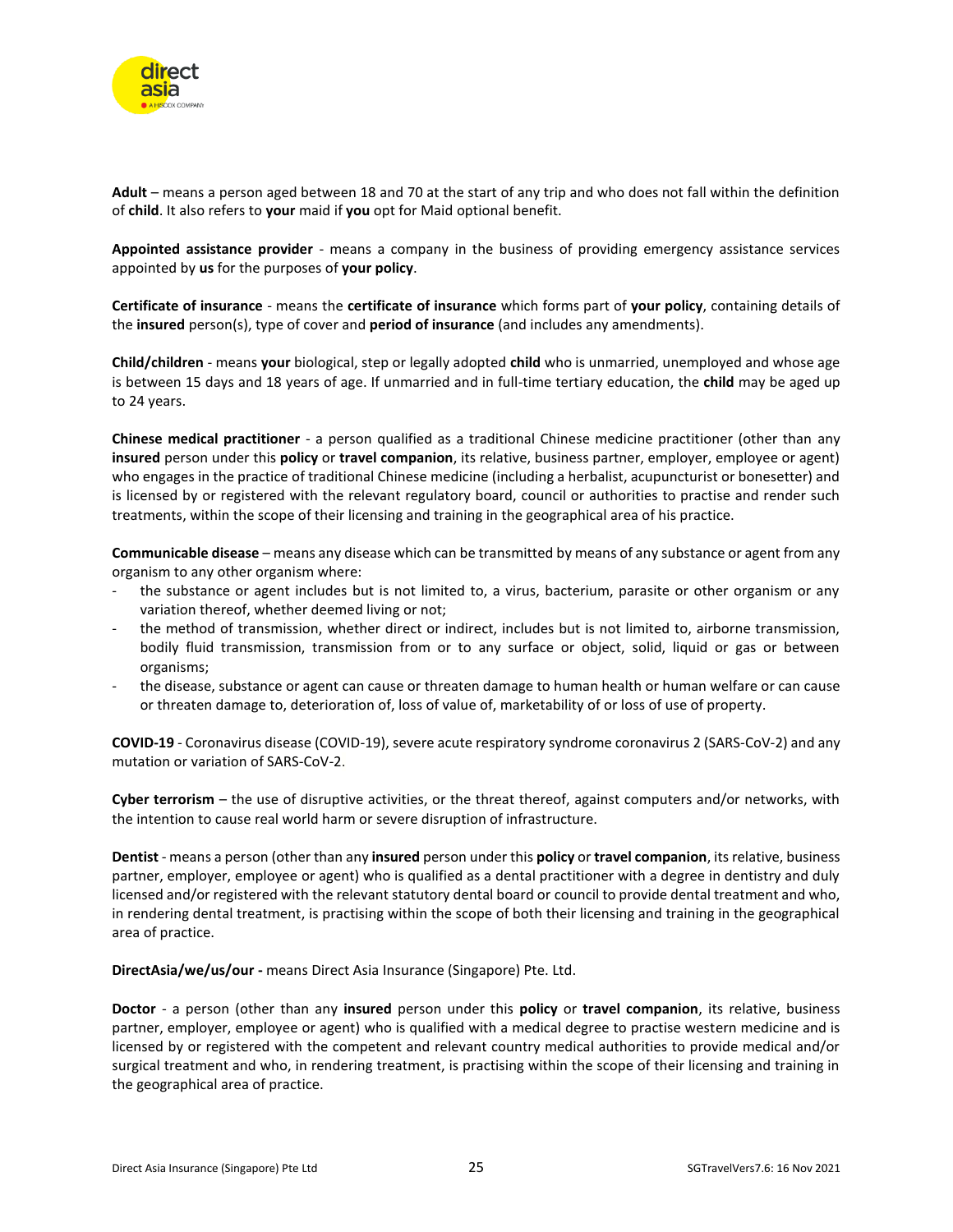**Adult** – means a person aged between 18 and 70 at the start of any trip and who does not fall within the definition of **child**. It also refers to **your** maid if **you** opt for Maid optional benefit.

**Appointed assistance provider** - means a company in the business of providing emergency assistance services appointed by **us** for the purposes of **your policy**.

**Certificate of insurance** - means the **certificate of insurance** which forms part of **your policy**, containing details of the **insured** person(s), type of cover and **period of insurance** (and includes any amendments).

**Child/children** - means **your** biological, step or legally adopted **child** who is unmarried, unemployed and whose age is between 15 days and 18 years of age. If unmarried and in full-time tertiary education, the **child** may be aged up to 24 years.

**Chinese medical practitioner** - a person qualified as a traditional Chinese medicine practitioner (other than any **insured** person under this **policy** or **travel companion**, its relative, business partner, employer, employee or agent) who engages in the practice of traditional Chinese medicine (including a herbalist, acupuncturist or bonesetter) and is licensed by or registered with the relevant regulatory board, council or authorities to practise and render such treatments, within the scope of their licensing and training in the geographical area of his practice.

**Communicable disease** – means any disease which can be transmitted by means of any substance or agent from any organism to any other organism where:

- the substance or agent includes but is not limited to, a virus, bacterium, parasite or other organism or any variation thereof, whether deemed living or not;
- the method of transmission, whether direct or indirect, includes but is not limited to, airborne transmission, bodily fluid transmission, transmission from or to any surface or object, solid, liquid or gas or between organisms;
- the disease, substance or agent can cause or threaten damage to human health or human welfare or can cause or threaten damage to, deterioration of, loss of value of, marketability of or loss of use of property.

**COVID-19** - Coronavirus disease (COVID-19), severe acute respiratory syndrome coronavirus 2 (SARS-CoV-2) and any mutation or variation of SARS-CoV-2.

**Cyber terrorism** – the use of disruptive activities, or the threat thereof, against computers and/or networks, with the intention to cause real world harm or severe disruption of infrastructure.

**Dentist** - means a person (other than any **insured** person under this **policy** or **travel companion**, its relative, business partner, employer, employee or agent) who is qualified as a dental practitioner with a degree in dentistry and duly licensed and/or registered with the relevant statutory dental board or council to provide dental treatment and who, in rendering dental treatment, is practising within the scope of both their licensing and training in the geographical area of practice.

**DirectAsia/we/us/our -** means Direct Asia Insurance (Singapore) Pte. Ltd.

**Doctor** - a person (other than any **insured** person under this **policy** or **travel companion**, its relative, business partner, employer, employee or agent) who is qualified with a medical degree to practise western medicine and is licensed by or registered with the competent and relevant country medical authorities to provide medical and/or surgical treatment and who, in rendering treatment, is practising within the scope of their licensing and training in the geographical area of practice.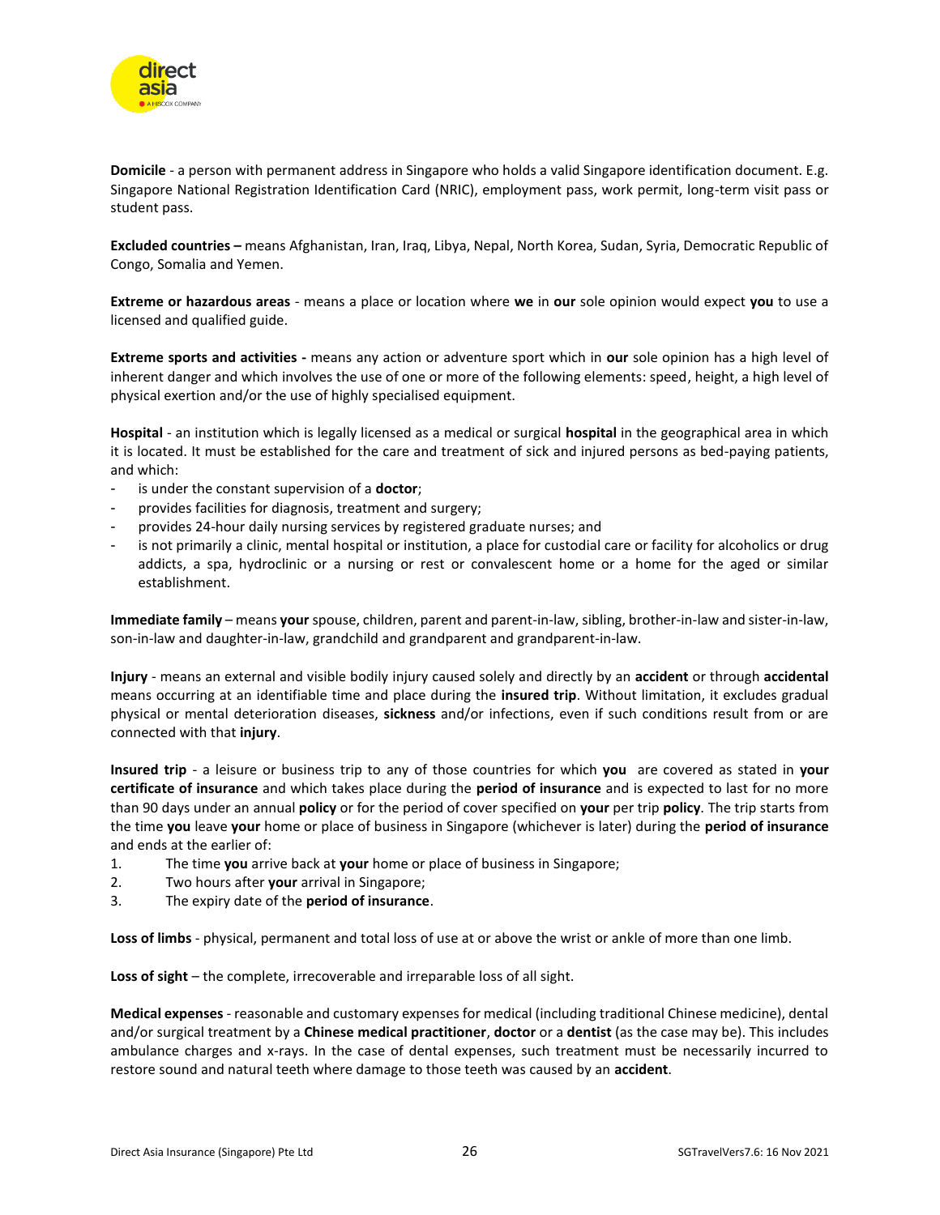**Domicile** - a person with permanent address in Singapore who holds a valid Singapore identification document. E.g. Singapore National Registration Identification Card (NRIC), employment pass, work permit, long-term visit pass or student pass.

**Excluded countries –** means Afghanistan, Iran, Iraq, Libya, Nepal, North Korea, Sudan, Syria, Democratic Republic of Congo, Somalia and Yemen.

**Extreme or hazardous areas** - means a place or location where **we** in **our** sole opinion would expect **you** to use a licensed and qualified guide.

**Extreme sports and activities -** means any action or adventure sport which in **our** sole opinion has a high level of inherent danger and which involves the use of one or more of the following elements: speed, height, a high level of physical exertion and/or the use of highly specialised equipment.

**Hospital** - an institution which is legally licensed as a medical or surgical **hospital** in the geographical area in which it is located. It must be established for the care and treatment of sick and injured persons as bed-paying patients, and which:

- is under the constant supervision of a **doctor**;
- provides facilities for diagnosis, treatment and surgery;
- provides 24-hour daily nursing services by registered graduate nurses; and
- is not primarily a clinic, mental hospital or institution, a place for custodial care or facility for alcoholics or drug addicts, a spa, hydroclinic or a nursing or rest or convalescent home or a home for the aged or similar establishment.

**Immediate family** – means **your** spouse, children, parent and parent-in-law, sibling, brother-in-law and sister-in-law, son-in-law and daughter-in-law, grandchild and grandparent and grandparent-in-law.

**Injury** - means an external and visible bodily injury caused solely and directly by an **accident** or through **accidental** means occurring at an identifiable time and place during the **insured trip**. Without limitation, it excludes gradual physical or mental deterioration diseases, **sickness** and/or infections, even if such conditions result from or are connected with that **injury**.

**Insured trip** - a leisure or business trip to any of those countries for which **you** are covered as stated in **your certificate of insurance** and which takes place during the **period of insurance** and is expected to last for no more than 90 days under an annual **policy** or for the period of cover specified on **your** per trip **policy**. The trip starts from the time **you** leave **your** home or place of business in Singapore (whichever is later) during the **period of insurance** and ends at the earlier of:

1. The time **you** arrive back at **your** home or place of business in Singapore;
2. Two hours after **your** arrival in Singapore;
3. The expiry date of the **period of insurance**.

**Loss of limbs** - physical, permanent and total loss of use at or above the wrist or ankle of more than one limb.

**Loss of sight** – the complete, irrecoverable and irreparable loss of all sight.

**Medical expenses** - reasonable and customary expenses for medical (including traditional Chinese medicine), dental and/or surgical treatment by a **Chinese medical practitioner**, **doctor** or a **dentist** (as the case may be). This includes ambulance charges and x-rays. In the case of dental expenses, such treatment must be necessarily incurred to restore sound and natural teeth where damage to those teeth was caused by an **accident**.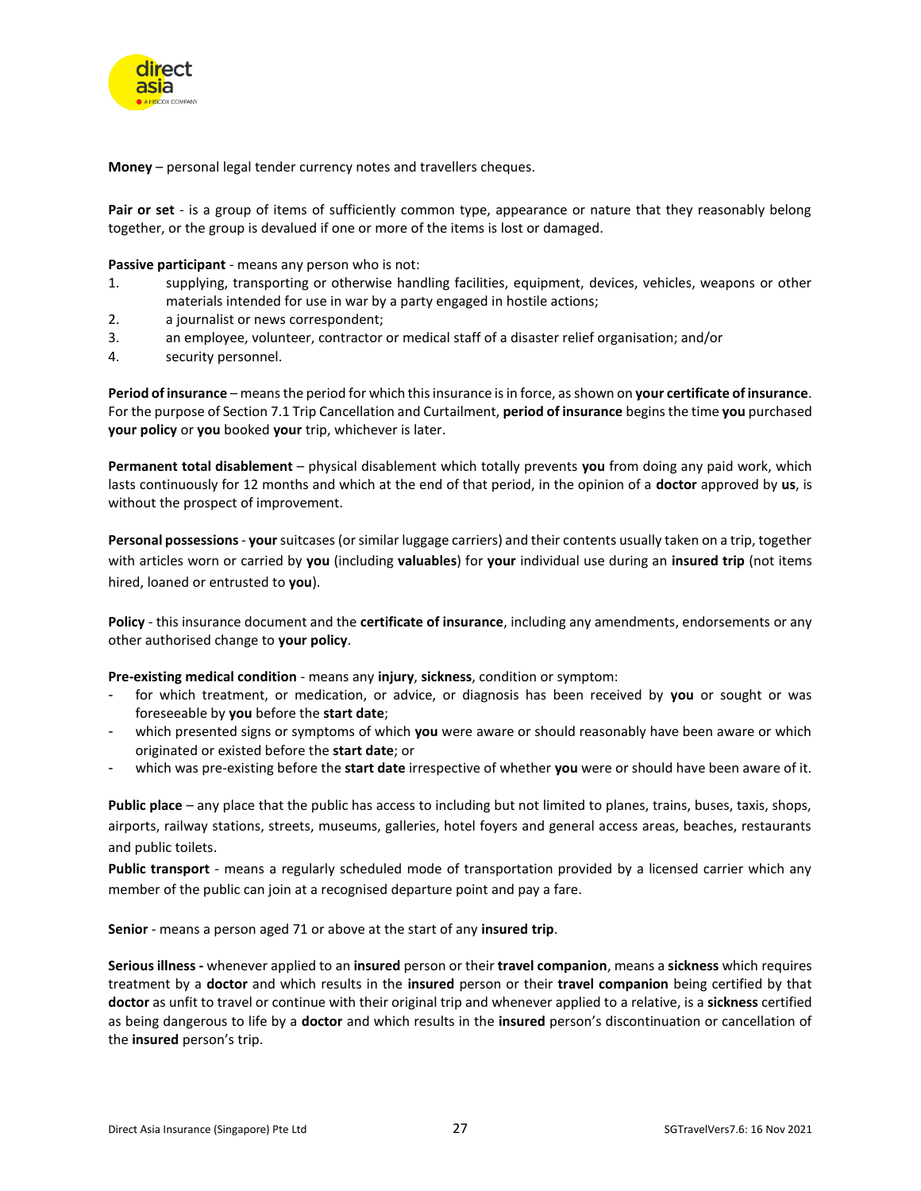**Money** – personal legal tender currency notes and travellers cheques.

**Pair or set** - is a group of items of sufficiently common type, appearance or nature that they reasonably belong together, or the group is devalued if one or more of the items is lost or damaged.

**Passive participant** - means any person who is not:

1. supplying, transporting or otherwise handling facilities, equipment, devices, vehicles, weapons or other materials intended for use in war by a party engaged in hostile actions;
2. a journalist or news correspondent;
3. an employee, volunteer, contractor or medical staff of a disaster relief organisation; and/or
4. security personnel.

**Period of insurance** – means the period for which this insurance is in force, as shown on **your certificate of insurance**. For the purpose of Section 7.1 Trip Cancellation and Curtailment, **period of insurance** begins the time **you** purchased **your policy** or **you** booked **your** trip, whichever is later.

**Permanent total disablement** – physical disablement which totally prevents **you** from doing any paid work, which lasts continuously for 12 months and which at the end of that period, in the opinion of a **doctor** approved by **us**, is without the prospect of improvement.

**Personal possessions** - **your** suitcases (or similar luggage carriers) and their contents usually taken on a trip, together with articles worn or carried by **you** (including **valuables**) for **your** individual use during an **insured trip** (not items hired, loaned or entrusted to **you**).

**Policy** - this insurance document and the **certificate of insurance**, including any amendments, endorsements or any other authorised change to **your policy**.

**Pre-existing medical condition** - means any **injury**, **sickness**, condition or symptom:

- for which treatment, or medication, or advice, or diagnosis has been received by **you** or sought or was foreseeable by **you** before the **start date**;
- which presented signs or symptoms of which **you** were aware or should reasonably have been aware or which originated or existed before the **start date**; or
- which was pre-existing before the **start date** irrespective of whether **you** were or should have been aware of it.

**Public place** – any place that the public has access to including but not limited to planes, trains, buses, taxis, shops, airports, railway stations, streets, museums, galleries, hotel foyers and general access areas, beaches, restaurants and public toilets.

**Public transport** - means a regularly scheduled mode of transportation provided by a licensed carrier which any member of the public can join at a recognised departure point and pay a fare.

**Senior** - means a person aged 71 or above at the start of any **insured trip**.

**Serious illness -** whenever applied to an **insured** person or their **travel companion**, means a **sickness** which requires treatment by a **doctor** and which results in the **insured** person or their **travel companion** being certified by that **doctor** as unfit to travel or continue with their original trip and whenever applied to a relative, is a **sickness** certified as being dangerous to life by a **doctor** and which results in the **insured** person's discontinuation or cancellation of the **insured** person's trip.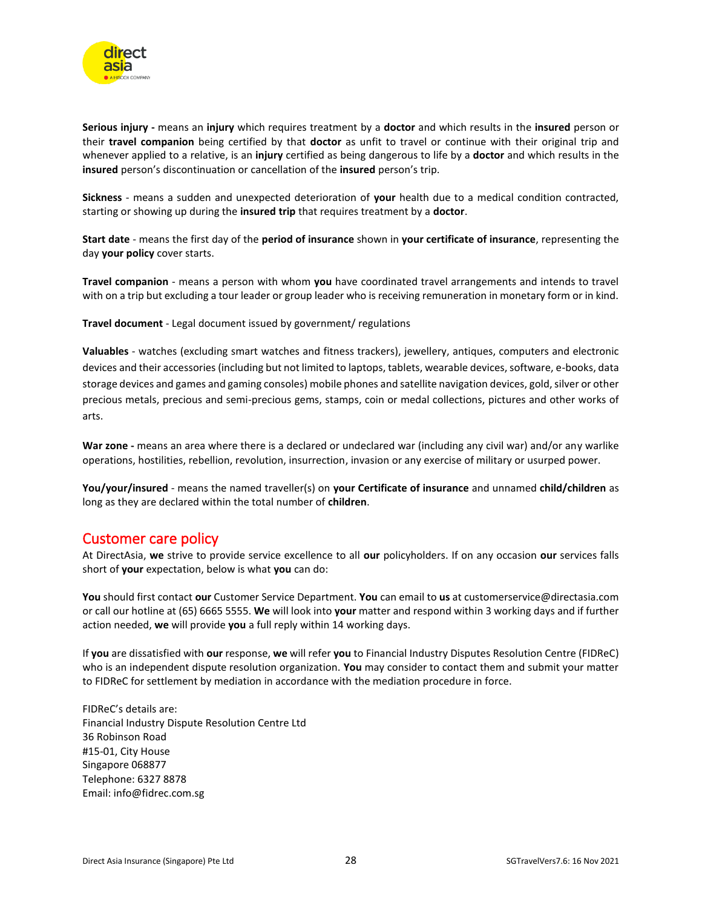**Serious injury -** means an **injury** which requires treatment by a **doctor** and which results in the **insured** person or their **travel companion** being certified by that **doctor** as unfit to travel or continue with their original trip and whenever applied to a relative, is an **injury** certified as being dangerous to life by a **doctor** and which results in the **insured** person's discontinuation or cancellation of the **insured** person's trip.

**Sickness** - means a sudden and unexpected deterioration of **your** health due to a medical condition contracted, starting or showing up during the **insured trip** that requires treatment by a **doctor**.

**Start date** - means the first day of the **period of insurance** shown in **your certificate of insurance**, representing the day **your policy** cover starts.

**Travel companion** - means a person with whom **you** have coordinated travel arrangements and intends to travel with on a trip but excluding a tour leader or group leader who is receiving remuneration in monetary form or in kind.

**Travel document** - Legal document issued by government/ regulations

**Valuables** - watches (excluding smart watches and fitness trackers), jewellery, antiques, computers and electronic devices and their accessories (including but not limited to laptops, tablets, wearable devices, software, e-books, data storage devices and games and gaming consoles) mobile phones and satellite navigation devices, gold, silver or other precious metals, precious and semi-precious gems, stamps, coin or medal collections, pictures and other works of arts.

**War zone -** means an area where there is a declared or undeclared war (including any civil war) and/or any warlike operations, hostilities, rebellion, revolution, insurrection, invasion or any exercise of military or usurped power.

**You/your/insured** - means the named traveller(s) on **your Certificate of insurance** and unnamed **child/children** as long as they are declared within the total number of **children**.

## Customer care policy

At DirectAsia, **we** strive to provide service excellence to all **our** policyholders. If on any occasion **our** services falls short of **your** expectation, below is what **you** can do:

**You** should first contact **our** Customer Service Department. **You** can email to **us** at customerservice@directasia.com or call our hotline at (65) 6665 5555. **We** will look into **your** matter and respond within 3 working days and if further action needed, **we** will provide **you** a full reply within 14 working days.

If **you** are dissatisfied with **our** response, **we** will refer **you** to Financial Industry Disputes Resolution Centre (FIDReC) who is an independent dispute resolution organization. **You** may consider to contact them and submit your matter to FIDReC for settlement by mediation in accordance with the mediation procedure in force.

FIDReC's details are:
Financial Industry Dispute Resolution Centre Ltd
36 Robinson Road
#15-01, City House
Singapore 068877
Telephone: 6327 8878
Email: info@fidrec.com.sg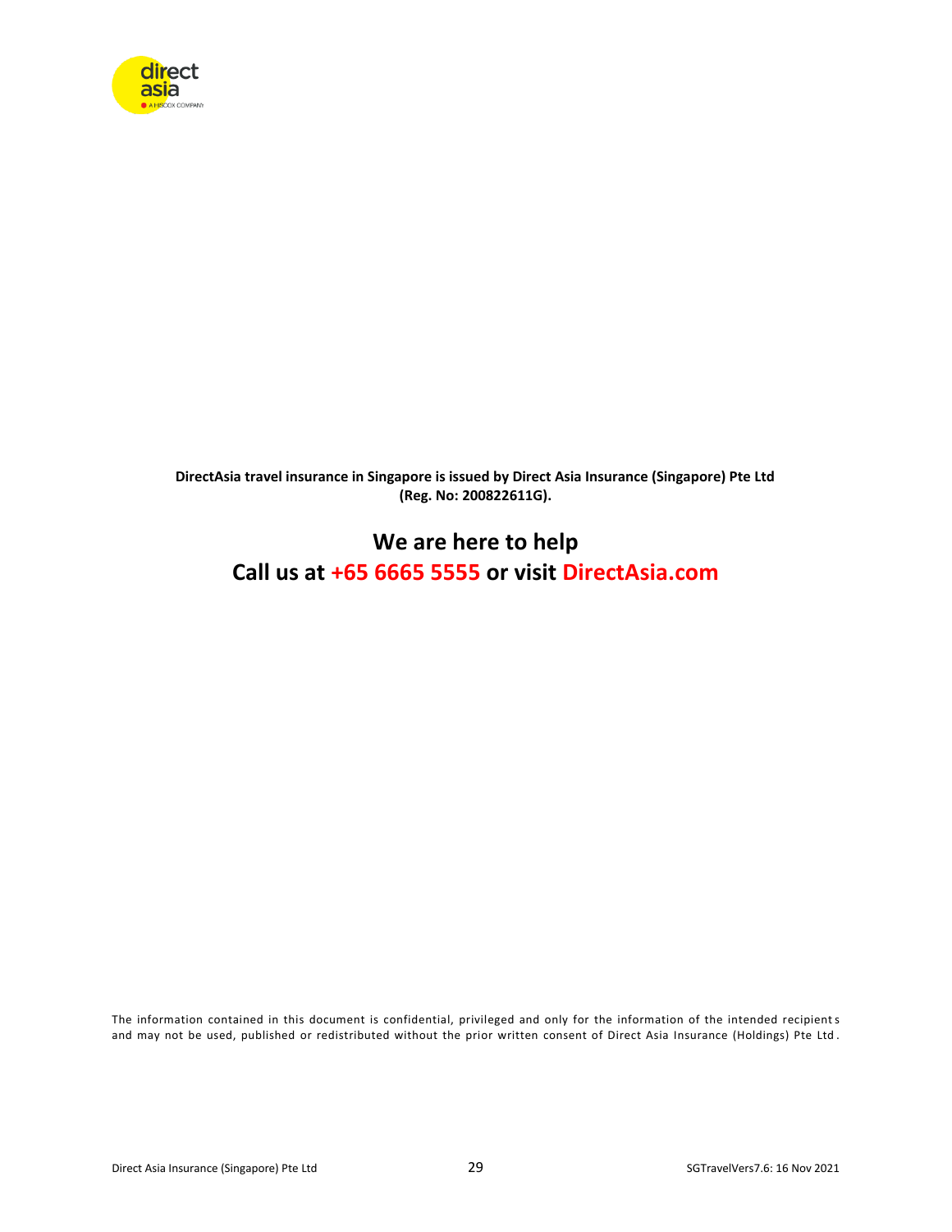**DirectAsia travel insurance in Singapore is issued by Direct Asia Insurance (Singapore) Pte Ltd (Reg. No: 200822611G).**

## We are here to help

## Call us at +65 6665 5555 or visit DirectAsia.com

The information contained in this document is confidential, privileged and only for the information of the intended recipients and may not be used, published or redistributed without the prior written consent of Direct Asia Insurance (Holdings) Pte Ltd.